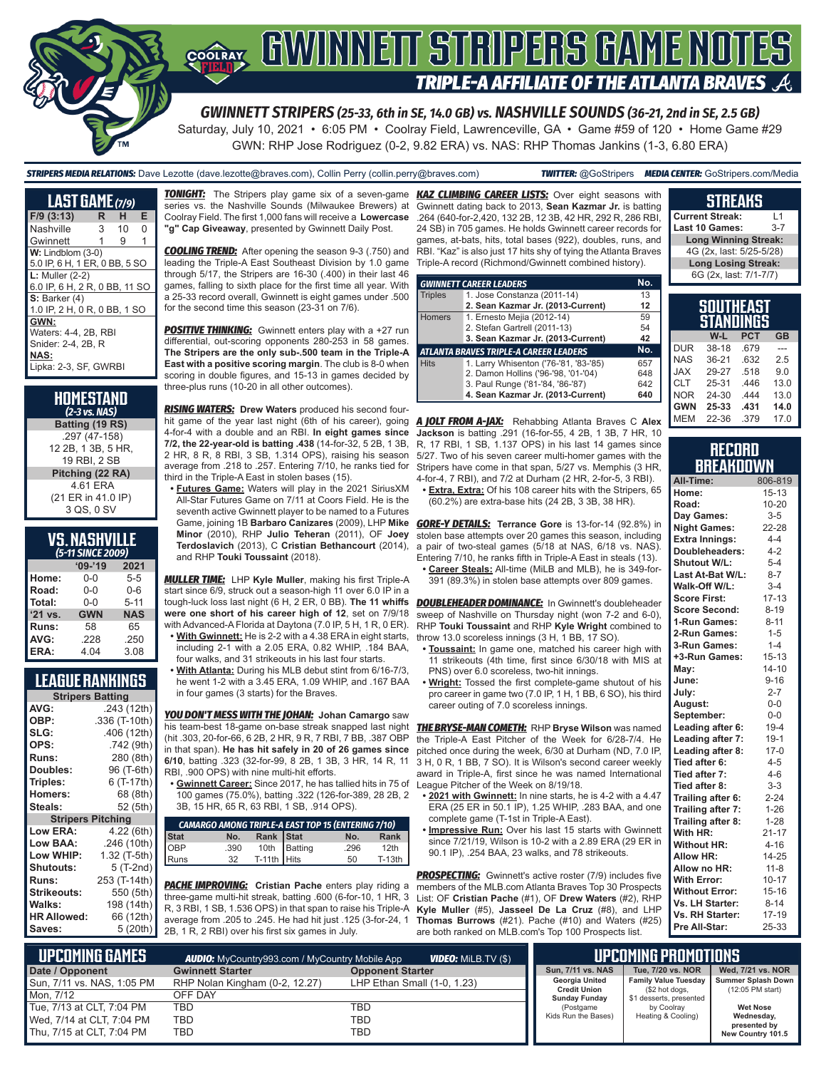# GWINNETT STRIPERS GAME NOTES

## TRIPLE-A AFFILIATE OF THE ATLANTA BRAVES

### GWINNETT STRIPERS (25-33, 6th in SE, 14.0 GB) vs. NASHVILLE SOUNDS (36-21, 2nd in SE, 2.5 GB)

Saturday, July 10, 2021 • 6:05 PM • Coolray Field, Lawrenceville, GA • Game #59 of 120 • Home Game #29

GWN: RHP Jose Rodriguez (0-2, 9.82 ERA) vs. NAS: RHP Thomas Jankins (1-3, 6.80 ERA)

**STRIPERS MEDIA RELATIONS:** Dave Lezotte (dave.lezotte@braves.com), Collin Perry (collin.perry@braves.com) **TWITTER:** @GoStripers **MEDIA CENTER:** GoStripers.com/Media

## LAST GAME (7/9)

| F/9 (3:13) | R | H | E |
|---|---|---|---|
| Nashville | 3 | 10 | 0 |
| Gwinnett | 1 | 9 | 1 |

**W:** Lindblom (3-0)
5.0 IP, 6 H, 1 ER, 0 BB, 5 SO

**L:** Muller (2-2)
6.0 IP, 6 H, 2 R, 0 BB, 11 SO

**S:** Barker (4)
1.0 IP, 2 H, 0 R, 0 BB, 1 SO

**GWN:**
Waters: 4-4, 2B, RBI
Snider: 2-4, 2B, R

**NAS:**
Lipka: 2-3, SF, GWRBI

## HOMESTAND
*(2-3 vs. NAS)*

**Batting (19 RS)**
.297 (47-158)
12 2B, 1 3B, 5 HR,
19 RBI, 2 SB

**Pitching (22 RA)**
4.61 ERA
(21 ER in 41.0 IP)
3 QS, 0 SV

## VS. NASHVILLE
*(5-11 SINCE 2009)*

| | '09-'19 | 2021 |
|---|---|---|
| Home: | 0-0 | 5-5 |
| Road: | 0-0 | 0-6 |
| Total: | 0-0 | 5-11 |
| '21 vs. | GWN | NAS |
| Runs: | 58 | 65 |
| AVG: | .228 | .250 |
| ERA: | 4.04 | 3.08 |

## LEAGUE RANKINGS

| Stripers Batting | |
|---|---|
| AVG: | .243 (12th) |
| OBP: | .336 (T-10th) |
| SLG: | .406 (12th) |
| OPS: | .742 (9th) |
| Runs: | 280 (8th) |
| Doubles: | 96 (T-6th) |
| Triples: | 6 (T-17th) |
| Homers: | 68 (8th) |
| Steals: | 52 (5th) |
| **Stripers Pitching** | |
| Low ERA: | 4.22 (6th) |
| Low BAA: | .246 (10th) |
| Low WHIP: | 1.32 (T-5th) |
| Shutouts: | 5 (T-2nd) |
| Runs: | 253 (T-14th) |
| Strikeouts: | 550 (5th) |
| Walks: | 198 (14th) |
| HR Allowed: | 66 (12th) |
| Saves: | 5 (20th) |

**TONIGHT:** The Stripers play game six of a seven-game series vs. the Nashville Sounds (Milwaukee Brewers) at Coolray Field. The first 1,000 fans will receive a **Lowercase "g" Cap Giveaway**, presented by Gwinnett Daily Post.

**COOLING TREND:** After opening the season 9-3 (.750) and leading the Triple-A East Southeast Division by 1.0 game through 5/17, the Stripers are 16-30 (.400) in their last 46 games, falling to sixth place for the first time all year. With a 25-33 record overall, Gwinnett is eight games under .500 for the second time this season (23-31 on 7/6).

**POSITIVE THINKING:** Gwinnett enters play with a +27 run differential, out-scoring opponents 280-253 in 58 games. **The Stripers are the only sub-.500 team in the Triple-A East with a positive scoring margin**. The club is 8-0 when scoring in double figures, and 15-13 in games decided by three-plus runs (10-20 in all other outcomes).

**RISING WATERS:** **Drew Waters** produced his second four-hit game of the year last night (6th of his career), going 4-for-4 with a double and an RBI. **In eight games since 7/2, the 22-year-old is batting .438** (14-for-32, 5 2B, 1 3B, 2 HR, 8 R, 8 RBI, 3 SB, 1.314 OPS), raising his season average from .218 to .257. Entering 7/10, he ranks tied for third in the Triple-A East in stolen bases (15).

- **Futures Game:** Waters will play in the 2021 SiriusXM All-Star Futures Game on 7/11 at Coors Field. He is the seventh active Gwinnett player to be named to a Futures Game, joining 1B **Barbaro Canizares** (2009), LHP **Mike Minor** (2010), RHP **Julio Teheran** (2011), OF **Joey Terdoslavich** (2013), C **Cristian Bethancourt** (2014), and RHP **Touki Toussaint** (2018).

**MULLER TIME:** LHP **Kyle Muller**, making his first Triple-A start since 6/9, struck out a season-high 11 over 6.0 IP in a tough-luck loss last night (6 H, 2 ER, 0 BB). **The 11 whiffs were one short of his career high of 12**, set on 7/9/18 with Advanced-A Florida at Daytona (7.0 IP, 5 H, 1 R, 0 ER).

- **With Gwinnett:** He is 2-2 with a 4.38 ERA in eight starts, including 2-1 with a 2.05 ERA, 0.82 WHIP, .184 BAA, four walks, and 31 strikeouts in his last four starts.
- **With Atlanta:** During his MLB debut stint from 6/16-7/3, he went 1-2 with a 3.45 ERA, 1.09 WHIP, and .167 BAA in four games (3 starts) for the Braves.

**YOU DON'T MESS WITH THE JOHAN:** **Johan Camargo** saw his team-best 18-game on-base streak snapped last night (hit .303, 20-for-66, 6 2B, 2 HR, 9 R, 7 RBI, 7 BB, .387 OBP in that span). **He has hit safely in 20 of 26 games since 6/10**, batting .323 (32-for-99, 8 2B, 1 3B, 3 HR, 14 R, 11 RBI, .900 OPS) with nine multi-hit efforts.

- **Gwinnett Career:** Since 2017, he has tallied hits in 75 of 100 games (75.0%), batting .322 (126-for-389, 28 2B, 2 3B, 15 HR, 65 R, 63 RBI, 1 SB, .914 OPS).

| CAMARGO AMONG TRIPLE-A EAST TOP 15 (ENTERING 7/10) | | | | | |
|---|---|---|---|---|---|
| Stat | No. | Rank | Stat | No. | Rank |
| OBP | .390 | 10th | Batting | .296 | 12th |
| Runs | 32 | T-11th | Hits | 50 | T-13th |

**PACHE IMPROVING:** **Cristian Pache** enters play riding a three-game multi-hit streak, batting .600 (6-for-10, 1 HR, 3 R, 3 RBI, 1 SB, 1.536 OPS) in that span to raise his Triple-A average from .205 to .245. He had hit just .125 (3-for-24, 1 2B, 1 R, 2 RBI) over his first six games in July.

**KAZ CLIMBING CAREER LISTS:** Over eight seasons with Gwinnett dating back to 2013, **Sean Kazmar Jr.** is batting .264 (640-for-2,420, 132 2B, 12 3B, 42 HR, 292 R, 286 RBI, 24 SB) in 705 games. He holds Gwinnett career records for games, at-bats, hits, total bases (922), doubles, runs, and RBI. "Kaz" is also just 17 hits shy of tying the Atlanta Braves Triple-A record (Richmond/Gwinnett combined history).

| GWINNETT CAREER LEADERS | | No. |
|---|---|---|
| Triples | 1. Jose Constanza (2011-14) | 13 |
| | **2. Sean Kazmar Jr. (2013-Current)** | **12** |
| Homers | 1. Ernesto Mejia (2012-14) | 59 |
| | 2. Stefan Gartrell (2011-13) | 54 |
| | **3. Sean Kazmar Jr. (2013-Current)** | **42** |
| **ATLANTA BRAVES TRIPLE-A CAREER LEADERS** | | **No.** |
| Hits | 1. Larry Whisenton ('76-'81, '83-'85) | 657 |
| | 2. Damon Hollins ('96-'98, '01-'04) | 648 |
| | 3. Paul Runge ('81-'84, '86-'87) | 642 |
| | **4. Sean Kazmar Jr. (2013-Current)** | **640** |

**A JOLT FROM A-JAX:** Rehabbing Atlanta Braves C **Alex Jackson** is batting .291 (16-for-55, 4 2B, 1 3B, 7 HR, 10 R, 17 RBI, 1 SB, 1.137 OPS) in his last 14 games since 5/27. Two of his seven career multi-homer games with the Stripers have come in that span, 5/27 vs. Memphis (3 HR, 4-for-4, 7 RBI), and 7/2 at Durham (2 HR, 2-for-5, 3 RBI).

- **Extra, Extra:** Of his 108 career hits with the Stripers, 65 (60.2%) are extra-base hits (24 2B, 3 3B, 38 HR).

**GORE-Y DETAILS:** **Terrance Gore** is 13-for-14 (92.8%) in stolen base attempts over 20 games this season, including a pair of two-steal games (5/18 at NAS, 6/18 vs. NAS). Entering 7/10, he ranks fifth in Triple-A East in steals (13).

- **Career Steals:** All-time (MiLB and MLB), he is 349-for-391 (89.3%) in stolen base attempts over 809 games.

**DOUBLEHEADER DOMINANCE:** In Gwinnett's doubleheader sweep of Nashville on Thursday night (won 7-2 and 6-0), RHP **Touki Toussaint** and RHP **Kyle Wright** combined to throw 13.0 scoreless innings (3 H, 1 BB, 17 SO).

- **Toussaint:** In game one, matched his career high with 11 strikeouts (4th time, first since 6/30/18 with MIS at PNS) over 6.0 scoreless, two-hit innings.
- **Wright:** Tossed the first complete-game shutout of his pro career in game two (7.0 IP, 1 H, 1 BB, 6 SO), his third career outing of 7.0 scoreless innings.

**THE BRYSE-MAN COMETH:** RHP **Bryse Wilson** was named the Triple-A East Pitcher of the Week for 6/28-7/4. He pitched once during the week, 6/30 at Durham (ND, 7.0 IP, 3 H, 0 R, 1 BB, 7 SO). It is Wilson's second career weekly award in Triple-A, first since he was named International League Pitcher of the Week on 8/19/18.

- **2021 with Gwinnett:** In nine starts, he is 4-2 with a 4.47 ERA (25 ER in 50.1 IP), 1.25 WHIP, .283 BAA, and one complete game (T-1st in Triple-A East).
- **Impressive Run:** Over his last 15 starts with Gwinnett since 7/21/19, Wilson is 10-2 with a 2.89 ERA (29 ER in 90.1 IP), .254 BAA, 23 walks, and 78 strikeouts.

**PROSPECTING:** Gwinnett's active roster (7/9) includes five members of the MLB.com Atlanta Braves Top 30 Prospects List: OF **Cristian Pache** (#1), OF **Drew Waters** (#2), RHP **Kyle Muller** (#5), **Jasseel De La Cruz** (#8), and LHP **Thomas Burrows** (#21). Pache (#10) and Waters (#25) are both ranked on MLB.com's Top 100 Prospects list.

## STREAKS

| | |
|---|---|
| Current Streak: | L1 |
| Last 10 Games: | 3-7 |
| **Long Winning Streak:** | |
| 4G (2x, last: 5/25-5/28) | |
| **Long Losing Streak:** | |
| 6G (2x, last: 7/1-7/7) | |

## SOUTHEAST STANDINGS

| | W-L | PCT | GB |
|---|---|---|---|
| DUR | 38-18 | .679 | --- |
| NAS | 36-21 | .632 | 2.5 |
| JAX | 29-27 | .518 | 9.0 |
| CLT | 25-31 | .446 | 13.0 |
| NOR | 24-30 | .444 | 13.0 |
| **GWN** | **25-33** | **.431** | **14.0** |
| MEM | 22-36 | .379 | 17.0 |

## RECORD BREAKDOWN

| | |
|---|---|
| All-Time: | 806-819 |
| Home: | 15-13 |
| Road: | 10-20 |
| Day Games: | 3-5 |
| Night Games: | 22-28 |
| Extra Innings: | 4-4 |
| Doubleheaders: | 4-2 |
| Shutout W/L: | 5-4 |
| Last At-Bat W/L: | 8-7 |
| Walk-Off W/L: | 3-4 |
| Score First: | 17-13 |
| Score Second: | 8-19 |
| 1-Run Games: | 8-11 |
| 2-Run Games: | 1-5 |
| 3-Run Games: | 1-4 |
| +3-Run Games: | 15-13 |
| May: | 14-10 |
| June: | 9-16 |
| July: | 2-7 |
| August: | 0-0 |
| September: | 0-0 |
| Leading after 6: | 19-4 |
| Leading after 7: | 19-1 |
| Leading after 8: | 17-0 |
| Tied after 6: | 4-5 |
| Tied after 7: | 4-6 |
| Tied after 8: | 3-3 |
| Trailing after 6: | 2-24 |
| Trailing after 7: | 1-26 |
| Trailing after 8: | 1-28 |
| With HR: | 21-17 |
| Without HR: | 4-16 |
| Allow HR: | 14-25 |
| Allow no HR: | 11-8 |
| With Error: | 10-17 |
| Without Error: | 15-16 |
| Vs. LH Starter: | 8-14 |
| Vs. RH Starter: | 17-19 |
| Pre All-Star: | 25-33 |

## UPCOMING GAMES

**AUDIO:** MyCountry993.com / MyCountry Mobile App **VIDEO:** MiLB.TV ($)

| Date / Opponent | Gwinnett Starter | Opponent Starter |
|---|---|---|
| Sun, 7/11 vs. NAS, 1:05 PM | RHP Nolan Kingham (0-2, 12.27) | LHP Ethan Small (1-0, 1.23) |
| Mon, 7/12 | OFF DAY | |
| Tue, 7/13 at CLT, 7:04 PM | TBD | TBD |
| Wed, 7/14 at CLT, 7:04 PM | TBD | TBD |
| Thu, 7/15 at CLT, 7:04 PM | TBD | TBD |

## UPCOMING PROMOTIONS

| Sun, 7/11 vs. NAS | Tue, 7/20 vs. NOR | Wed, 7/21 vs. NOR |
|---|---|---|
| **Georgia United Credit Union Sunday Funday** (Postgame Kids Run the Bases) | **Family Value Tuesday** ($2 hot dogs, $1 desserts, presented by Coolray Heating & Cooling) | **Summer Splash Down** (12:05 PM start) **Wet Nose Wednesday, presented by New Country 101.5** |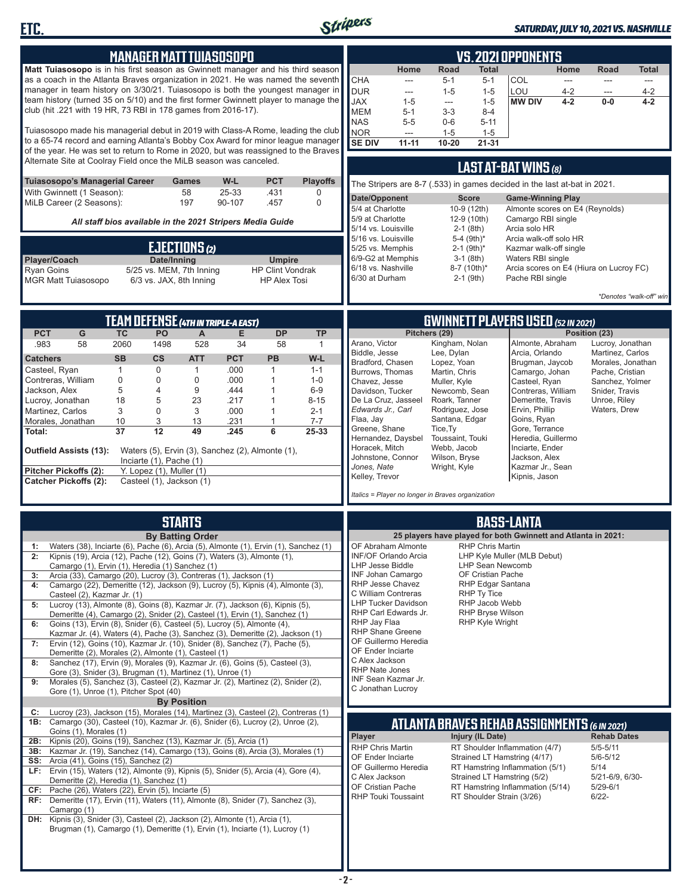# MANAGER MATT TUIASOSOPO

**Matt Tuiasosopo** is in his first season as Gwinnett manager and his third season as a coach in the Atlanta Braves organization in 2021. He was named the seventh manager in team history on 3/30/21. Tuiasosopo is both the youngest manager in team history (turned 35 on 5/10) and the first former Gwinnett player to manage the club (hit .221 with 19 HR, 73 RBI in 178 games from 2016-17).

Tuiasosopo made his managerial debut in 2019 with Class-A Rome, leading the club to a 65-74 record and earning Atlanta's Bobby Cox Award for minor league manager of the year. He was set to return to Rome in 2020, but was reassigned to the Braves Alternate Site at Coolray Field once the MiLB season was canceled.

| Tuiasosopo's Managerial Career | Games | W-L | PCT | Playoffs |
|---|---|---|---|---|
| With Gwinnett (1 Season): | 58 | 25-33 | .431 | 0 |
| MiLB Career (2 Seasons): | 197 | 90-107 | .457 | 0 |

*All staff bios available in the 2021 Stripers Media Guide*

## EJECTIONS (2)

| Player/Coach | Date/Inning | Umpire |
|---|---|---|
| Ryan Goins | 5/25 vs. MEM, 7th Inning | HP Clint Vondrak |
| MGR Matt Tuiasosopo | 6/3 vs. JAX, 8th Inning | HP Alex Tosi |

## VS. 2021 OPPONENTS

| | Home | Road | Total | | Home | Road | Total |
|---|---|---|---|---|---|---|---|
| CHA | --- | 5-1 | 5-1 | COL | --- | --- | --- |
| DUR | --- | 1-5 | 1-5 | LOU | 4-2 | --- | 4-2 |
| JAX | 1-5 | --- | 1-5 | **MW DIV** | **4-2** | **0-0** | **4-2** |
| MEM | 5-1 | 3-3 | 8-4 | | | | |
| NAS | 5-5 | 0-6 | 5-11 | | | | |
| NOR | --- | 1-5 | 1-5 | | | | |
| **SE DIV** | **11-11** | **10-20** | **21-31** | | | | |

## LAST AT-BAT WINS (8)

The Stripers are 8-7 (.533) in games decided in the last at-bat in 2021.

| Date/Opponent | Score | Game-Winning Play |
|---|---|---|
| 5/4 at Charlotte | 10-9 (12th) | Almonte scores on E4 (Reynolds) |
| 5/9 at Charlotte | 12-9 (10th) | Camargo RBI single |
| 5/14 vs. Louisville | 2-1 (8th) | Arcia solo HR |
| 5/16 vs. Louisville | 5-4 (9th)* | Arcia walk-off solo HR |
| 5/25 vs. Memphis | 2-1 (9th)* | Kazmar walk-off single |
| 6/9-G2 at Memphis | 3-1 (8th) | Waters RBI single |
| 6/18 vs. Nashville | 8-7 (10th)* | Arcia scores on E4 (Hiura on Lucroy FC) |
| 6/30 at Durham | 2-1 (9th) | Pache RBI single |

*\*Denotes "walk-off" win*

## TEAM DEFENSE (4TH IN TRIPLE-A EAST)

| PCT | G | TC | PO | A | E | DP | TP |
|---|---|---|---|---|---|---|---|
| .983 | 58 | 2060 | 1498 | 528 | 34 | 58 | 1 |

| Catchers | SB | CS | ATT | PCT | PB | W-L |
|---|---|---|---|---|---|---|
| Casteel, Ryan | 1 | 0 | 1 | .000 | 1 | 1-1 |
| Contreras, William | 0 | 0 | 0 | .000 | 1 | 1-0 |
| Jackson, Alex | 5 | 4 | 9 | .444 | 1 | 6-9 |
| Lucroy, Jonathan | 18 | 5 | 23 | .217 | 1 | 8-15 |
| Martinez, Carlos | 3 | 0 | 3 | .000 | 1 | 2-1 |
| Morales, Jonathan | 10 | 3 | 13 | .231 | 1 | 7-7 |
| **Total:** | **37** | **12** | **49** | **.245** | **6** | **25-33** |

**Outfield Assists (13):** Waters (5), Ervin (3), Sanchez (2), Almonte (1), Inciarte (1), Pache (1)
**Pitcher Pickoffs (2):** Y. Lopez (1), Muller (1)
**Catcher Pickoffs (2):** Casteel (1), Jackson (1)

## GWINNETT PLAYERS USED (52 IN 2021)

**Pitchers (29):** Arano, Victor; Biddle, Jesse; Bradford, Chasen; Burrows, Thomas; Chavez, Jesse; Davidson, Tucker; De La Cruz, Jasseel; *Edwards Jr., Carl*; Flaa, Jay; Greene, Shane; Hernandez, Daysbel; Horacek, Mitch; Johnstone, Connor; *Jones, Nate*; Kelley, Trevor; Kingham, Nolan; Lee, Dylan; Lopez, Yoan; Martin, Chris; Muller, Kyle; Newcomb, Sean; Roark, Tanner; Rodriguez, Jose; Santana, Edgar; Tice, Ty; Toussaint, Touki; Webb, Jacob; Wilson, Bryse; Wright, Kyle

**Position (23):** Almonte, Abraham; Arcia, Orlando; Brugman, Jaycob; Camargo, Johan; Casteel, Ryan; Contreras, William; Demeritte, Travis; Ervin, Phillip; Goins, Ryan; Gore, Terrance; Heredia, Guillermo; Inciarte, Ender; Jackson, Alex; Kazmar Jr., Sean; Kipnis, Jason; Lucroy, Jonathan; Martinez, Carlos; Morales, Jonathan; Pache, Cristian; Sanchez, Yolmer; Snider, Travis; Unroe, Riley; Waters, Drew

*Italics = Player no longer in Braves organization*

## STARTS

**By Batting Order**

| | |
|---|---|
| 1: | Waters (38), Inciarte (6), Pache (6), Arcia (5), Almonte (1), Ervin (1), Sanchez (1) |
| 2: | Kipnis (19), Arcia (12), Pache (12), Goins (7), Waters (3), Almonte (1), Camargo (1), Ervin (1), Heredia (1) Sanchez (1) |
| 3: | Arcia (33), Camargo (20), Lucroy (3), Contreras (1), Jackson (1) |
| 4: | Camargo (22), Demeritte (12), Jackson (9), Lucroy (5), Kipnis (4), Almonte (3), Casteel (2), Kazmar Jr. (1) |
| 5: | Lucroy (13), Almonte (8), Goins (8), Kazmar Jr. (7), Jackson (6), Kipnis (5), Demeritte (4), Camargo (2), Snider (2), Casteel (1), Ervin (1), Sanchez (1) |
| 6: | Goins (13), Ervin (8), Snider (6), Casteel (5), Lucroy (5), Almonte (4), Kazmar Jr. (4), Waters (4), Pache (3), Sanchez (3), Demeritte (2), Jackson (1) |
| 7: | Ervin (12), Goins (10), Kazmar Jr. (10), Snider (8), Sanchez (7), Pache (5), Demeritte (2), Morales (2), Almonte (1), Casteel (1) |
| 8: | Sanchez (17), Ervin (9), Morales (9), Kazmar Jr. (6), Goins (5), Casteel (3), Gore (3), Snider (3), Brugman (1), Martinez (1), Unroe (1) |
| 9: | Morales (5), Sanchez (3), Casteel (2), Kazmar Jr. (2), Martinez (2), Snider (2), Gore (1), Unroe (1), Pitcher Spot (40) |

**By Position**

| | |
|---|---|
| C: | Lucroy (23), Jackson (15), Morales (14), Martinez (3), Casteel (2), Contreras (1) |
| 1B: | Camargo (30), Casteel (10), Kazmar Jr. (6), Snider (6), Lucroy (2), Unroe (2), Goins (1), Morales (1) |
| 2B: | Kipnis (20), Goins (19), Sanchez (13), Kazmar Jr. (5), Arcia (1) |
| 3B: | Kazmar Jr. (19), Sanchez (14), Camargo (13), Goins (8), Arcia (3), Morales (1) |
| SS: | Arcia (41), Goins (15), Sanchez (2) |
| LF: | Ervin (15), Waters (12), Almonte (9), Kipnis (5), Snider (5), Arcia (4), Gore (4), Demeritte (2), Heredia (1), Sanchez (1) |
| CF: | Pache (26), Waters (22), Ervin (5), Inciarte (5) |
| RF: | Demeritte (17), Ervin (11), Waters (11), Almonte (8), Snider (7), Sanchez (3), Camargo (1) |
| DH: | Kipnis (3), Snider (3), Casteel (2), Jackson (2), Almonte (1), Arcia (1), Brugman (1), Camargo (1), Demeritte (1), Ervin (1), Inciarte (1), Lucroy (1) |

## BASS-LANTA

**25 players have played for both Gwinnett and Atlanta in 2021:**

- OF Abraham Almonte
- INF/OF Orlando Arcia
- LHP Jesse Biddle
- INF Johan Camargo
- RHP Jesse Chavez
- C William Contreras
- LHP Tucker Davidson
- RHP Carl Edwards Jr.
- RHP Jay Flaa
- RHP Shane Greene
- OF Guillermo Heredia
- OF Ender Inciarte
- C Alex Jackson
- RHP Nate Jones
- INF Sean Kazmar Jr.
- C Jonathan Lucroy
- RHP Chris Martin
- LHP Kyle Muller (MLB Debut)
- LHP Sean Newcomb
- OF Cristian Pache
- RHP Edgar Santana
- RHP Ty Tice
- RHP Jacob Webb
- RHP Bryse Wilson
- RHP Kyle Wright

## ATLANTA BRAVES REHAB ASSIGNMENTS (6 IN 2021)

| Player | Injury (IL Date) | Rehab Dates |
|---|---|---|
| RHP Chris Martin | RT Shoulder Inflammation (4/7) | 5/5-5/11 |
| OF Ender Inciarte | Strained LT Hamstring (4/17) | 5/6-5/12 |
| OF Guillermo Heredia | RT Hamstring Inflammation (5/1) | 5/14 |
| C Alex Jackson | Strained LT Hamstring (5/2) | 5/21-6/9, 6/30- |
| OF Cristian Pache | RT Hamstring Inflammation (5/14) | 5/29-6/1 |
| RHP Touki Toussaint | RT Shoulder Strain (3/26) | 6/22- |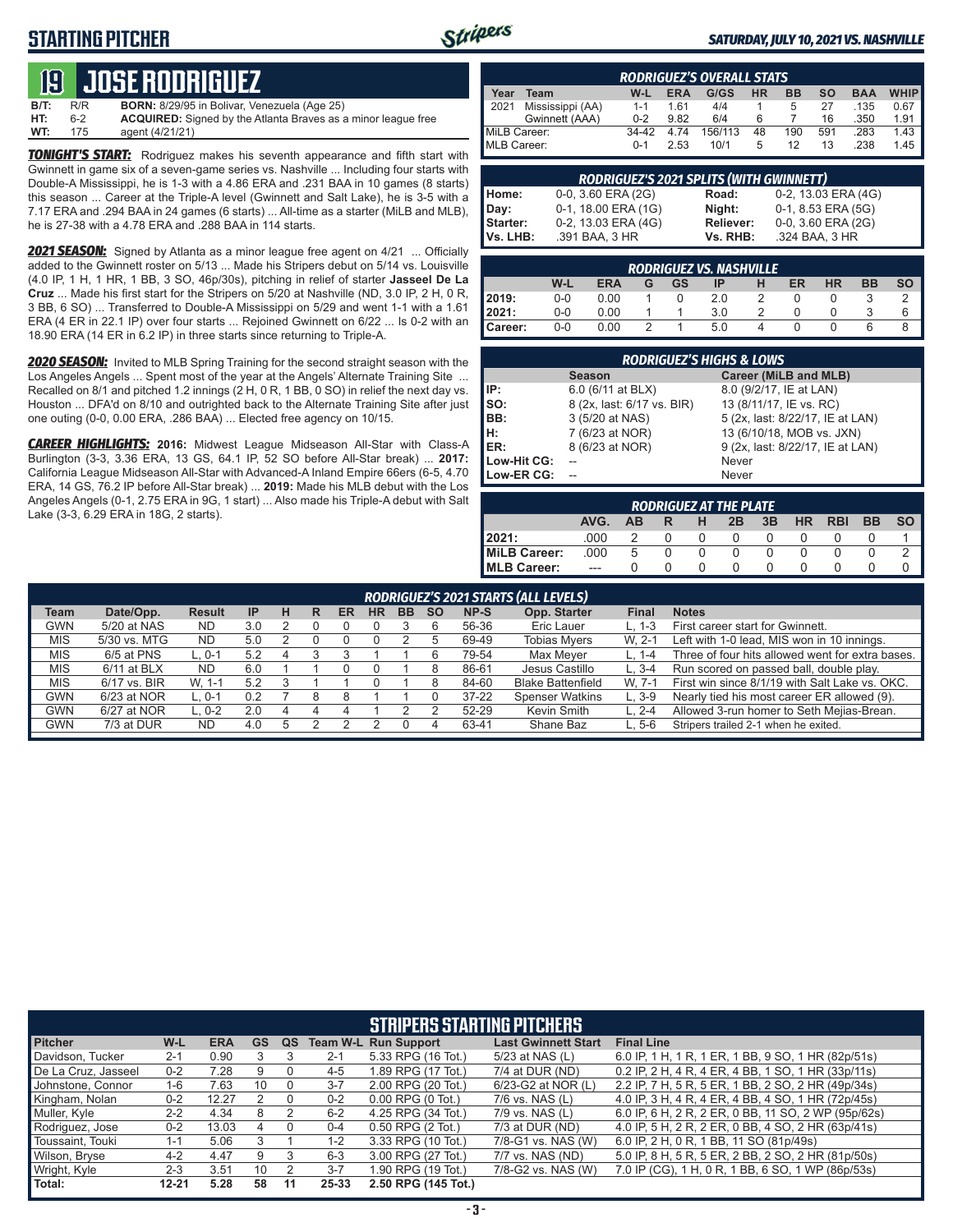# STARTING PITCHER

SATURDAY, JULY 10, 2021 VS. NASHVILLE

## 19 JOSE RODRIGUEZ

**B/T:** R/R **BORN:** 8/29/95 in Bolivar, Venezuela (Age 25)
**HT:** 6-2 **ACQUIRED:** Signed by the Atlanta Braves as a minor league free
**WT:** 175 agent (4/21/21)

***TONIGHT'S START:*** Rodriguez makes his seventh appearance and fifth start with Gwinnett in game six of a seven-game series vs. Nashville ... Including four starts with Double-A Mississippi, he is 1-3 with a 4.86 ERA and .231 BAA in 10 games (8 starts) this season ... Career at the Triple-A level (Gwinnett and Salt Lake), he is 3-5 with a 7.17 ERA and .294 BAA in 24 games (6 starts) ... All-time as a starter (MiLB and MLB), he is 27-38 with a 4.78 ERA and .288 BAA in 114 starts.

***2021 SEASON:*** Signed by Atlanta as a minor league free agent on 4/21 ... Officially added to the Gwinnett roster on 5/13 ... Made his Stripers debut on 5/14 vs. Louisville (4.0 IP, 1 H, 1 HR, 1 BB, 3 SO, 46p/30s), pitching in relief of starter **Jasseel De La Cruz** ... Made his first start for the Stripers on 5/20 at Nashville (ND, 3.0 IP, 2 H, 0 R, 3 BB, 6 SO) ... Transferred to Double-A Mississippi on 5/29 and went 1-1 with a 1.61 ERA (4 ER in 22.1 IP) over four starts ... Rejoined Gwinnett on 6/22 ... Is 0-2 with an 18.90 ERA (14 ER in 6.2 IP) in three starts since returning to Triple-A.

***2020 SEASON:*** Invited to MLB Spring Training for the second straight season with the Los Angeles Angels ... Spent most of the year at the Angels' Alternate Training Site ... Recalled on 8/1 and pitched 1.2 innings (2 H, 0 R, 1 BB, 0 SO) in relief the next day vs. Houston ... DFA'd on 8/10 and outrighted back to the Alternate Training Site after just one outing (0-0, 0.00 ERA, .286 BAA) ... Elected free agency on 10/15.

***CAREER HIGHLIGHTS:*** **2016:** Midwest League Midseason All-Star with Class-A Burlington (3-3, 3.36 ERA, 13 GS, 64.1 IP, 52 SO before All-Star break) ... **2017:** California League Midseason All-Star with Advanced-A Inland Empire 66ers (6-5, 4.70 ERA, 14 GS, 76.2 IP before All-Star break) ... **2019:** Made his MLB debut with the Los Angeles Angels (0-1, 2.75 ERA in 9G, 1 start) ... Also made his Triple-A debut with Salt Lake (3-3, 6.29 ERA in 18G, 2 starts).

### RODRIGUEZ'S OVERALL STATS

| Year | Team | W-L | ERA | G/GS | HR | BB | SO | BAA | WHIP |
|---|---|---|---|---|---|---|---|---|---|
| 2021 | Mississippi (AA) | 1-1 | 1.61 | 4/4 | 1 | 5 | 27 | .135 | 0.67 |
| | Gwinnett (AAA) | 0-2 | 9.82 | 6/4 | 6 | 7 | 16 | .350 | 1.91 |
| MiLB Career: | | 34-42 | 4.74 | 156/113 | 48 | 190 | 591 | .283 | 1.43 |
| MLB Career: | | 0-1 | 2.53 | 10/1 | 5 | 12 | 13 | .238 | 1.45 |

### RODRIGUEZ'S 2021 SPLITS (WITH GWINNETT)

| | | | |
|---|---|---|---|
| Home: | 0-0, 3.60 ERA (2G) | Road: | 0-2, 13.03 ERA (4G) |
| Day: | 0-1, 18.00 ERA (1G) | Night: | 0-1, 8.53 ERA (5G) |
| Starter: | 0-2, 13.03 ERA (4G) | Reliever: | 0-0, 3.60 ERA (2G) |
| Vs. LHB: | .391 BAA, 3 HR | Vs. RHB: | .324 BAA, 3 HR |

### RODRIGUEZ VS. NASHVILLE

| | W-L | ERA | G | GS | IP | H | ER | HR | BB | SO |
|---|---|---|---|---|---|---|---|---|---|---|
| 2019: | 0-0 | 0.00 | 1 | 0 | 2.0 | 2 | 0 | 0 | 3 | 2 |
| 2021: | 0-0 | 0.00 | 1 | 1 | 3.0 | 2 | 0 | 0 | 3 | 6 |
| Career: | 0-0 | 0.00 | 2 | 1 | 5.0 | 4 | 0 | 0 | 6 | 8 |

### RODRIGUEZ'S HIGHS & LOWS

| | Season | Career (MiLB and MLB) |
|---|---|---|
| IP: | 6.0 (6/11 at BLX) | 8.0 (9/2/17, IE at LAN) |
| SO: | 8 (2x, last: 6/17 vs. BIR) | 13 (8/11/17, IE vs. RC) |
| BB: | 3 (5/20 at NAS) | 5 (2x, last: 8/22/17, IE at LAN) |
| H: | 7 (6/23 at NOR) | 13 (6/10/18, MOB vs. JXN) |
| ER: | 8 (6/23 at NOR) | 9 (2x, last: 8/22/17, IE at LAN) |
| Low-Hit CG: | -- | Never |
| Low-ER CG: | -- | Never |

### RODRIGUEZ AT THE PLATE

| | AVG. | AB | R | H | 2B | 3B | HR | RBI | BB | SO |
|---|---|---|---|---|---|---|---|---|---|---|
| 2021: | .000 | 2 | 0 | 0 | 0 | 0 | 0 | 0 | 0 | 1 |
| MiLB Career: | .000 | 5 | 0 | 0 | 0 | 0 | 0 | 0 | 0 | 2 |
| MLB Career: | --- | 0 | 0 | 0 | 0 | 0 | 0 | 0 | 0 | 0 |

### RODRIGUEZ'S 2021 STARTS (ALL LEVELS)

| Team | Date/Opp. | Result | IP | H | R | ER | HR | BB | SO | NP-S | Opp. Starter | Final | Notes |
|---|---|---|---|---|---|---|---|---|---|---|---|---|---|
| GWN | 5/20 at NAS | ND | 3.0 | 2 | 0 | 0 | 0 | 3 | 6 | 56-36 | Eric Lauer | L, 1-3 | First career start for Gwinnett. |
| MIS | 5/30 vs. MTG | ND | 5.0 | 2 | 0 | 0 | 0 | 2 | 5 | 69-49 | Tobias Myers | W, 2-1 | Left with 1-0 lead, MIS won in 10 innings. |
| MIS | 6/5 at PNS | L, 0-1 | 5.2 | 4 | 3 | 3 | 1 | 1 | 6 | 79-54 | Max Meyer | L, 1-4 | Three of four hits allowed went for extra bases. |
| MIS | 6/11 at BLX | ND | 6.0 | 1 | 1 | 0 | 0 | 1 | 8 | 86-61 | Jesus Castillo | L, 3-4 | Run scored on passed ball, double play. |
| MIS | 6/17 vs. BIR | W, 1-1 | 5.2 | 3 | 1 | 1 | 0 | 1 | 8 | 84-60 | Blake Battenfield | W, 7-1 | First win since 8/1/19 with Salt Lake vs. OKC. |
| GWN | 6/23 at NOR | L, 0-1 | 0.2 | 7 | 8 | 8 | 1 | 1 | 0 | 37-22 | Spenser Watkins | L, 3-9 | Nearly tied his most career ER allowed (9). |
| GWN | 6/27 at NOR | L, 0-2 | 2.0 | 4 | 4 | 4 | 1 | 2 | 2 | 52-29 | Kevin Smith | L, 2-4 | Allowed 3-run homer to Seth Mejias-Brean. |
| GWN | 7/3 at DUR | ND | 4.0 | 5 | 2 | 2 | 2 | 0 | 4 | 63-41 | Shane Baz | L, 5-6 | Stripers trailed 2-1 when he exited. |

### STRIPERS STARTING PITCHERS

| Pitcher | W-L | ERA | GS | QS | Team W-L | Run Support | Last Gwinnett Start | Final Line |
|---|---|---|---|---|---|---|---|---|
| Davidson, Tucker | 2-1 | 0.90 | 3 | 3 | 2-1 | 5.33 RPG (16 Tot.) | 5/23 at NAS (L) | 6.0 IP, 1 H, 1 R, 1 ER, 1 BB, 9 SO, 1 HR (82p/51s) |
| De La Cruz, Jasseel | 0-2 | 7.28 | 9 | 0 | 4-5 | 1.89 RPG (17 Tot.) | 7/4 at DUR (ND) | 0.2 IP, 2 H, 4 R, 4 ER, 4 BB, 1 SO, 1 HR (33p/11s) |
| Johnstone, Connor | 1-6 | 7.63 | 10 | 0 | 3-7 | 2.00 RPG (20 Tot.) | 6/23-G2 at NOR (L) | 2.2 IP, 7 H, 5 R, 5 ER, 1 BB, 2 SO, 2 HR (49p/34s) |
| Kingham, Nolan | 0-2 | 12.27 | 2 | 0 | 0-2 | 0.00 RPG (0 Tot.) | 7/6 vs. NAS (L) | 4.0 IP, 3 H, 4 R, 4 ER, 4 BB, 4 SO, 1 HR (72p/45s) |
| Muller, Kyle | 2-2 | 4.34 | 8 | 2 | 6-2 | 4.25 RPG (34 Tot.) | 7/9 vs. NAS (L) | 6.0 IP, 6 H, 2 R, 2 ER, 0 BB, 11 SO, 2 WP (95p/62s) |
| Rodriguez, Jose | 0-2 | 13.03 | 4 | 0 | 0-4 | 0.50 RPG (2 Tot.) | 7/3 at DUR (ND) | 4.0 IP, 5 H, 2 R, 2 ER, 0 BB, 4 SO, 2 HR (63p/41s) |
| Toussaint, Touki | 1-1 | 5.06 | 3 | 1 | 1-2 | 3.33 RPG (10 Tot.) | 7/8-G1 vs. NAS (W) | 6.0 IP, 2 H, 0 R, 1 BB, 11 SO (81p/49s) |
| Wilson, Bryse | 4-2 | 4.47 | 9 | 3 | 6-3 | 3.00 RPG (27 Tot.) | 7/7 vs. NAS (ND) | 5.0 IP, 8 H, 5 R, 5 ER, 2 BB, 2 SO, 2 HR (81p/50s) |
| Wright, Kyle | 2-3 | 3.51 | 10 | 2 | 3-7 | 1.90 RPG (19 Tot.) | 7/8-G2 vs. NAS (W) | 7.0 IP (CG), 1 H, 0 R, 1 BB, 6 SO, 1 WP (86p/53s) |
| Total: | 12-21 | 5.28 | 58 | 11 | 25-33 | 2.50 RPG (145 Tot.) | | |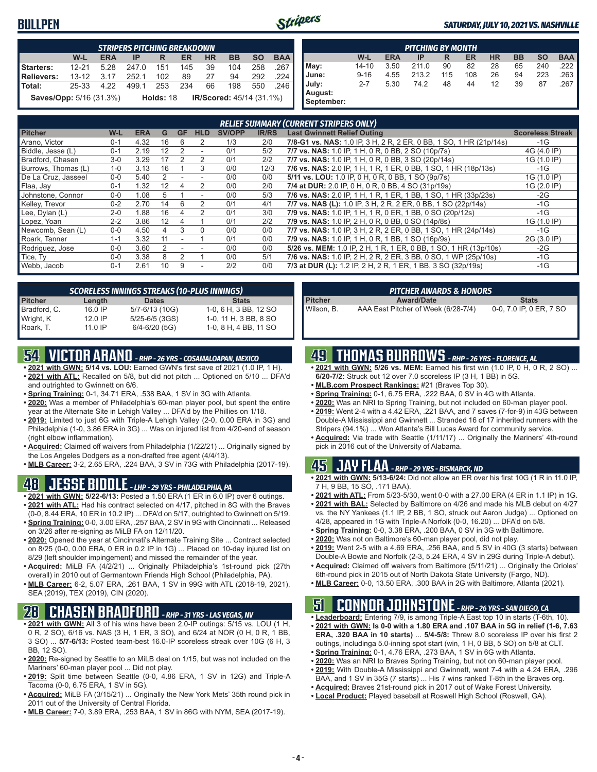# BULLPEN

**SATURDAY, JULY 10, 2021 VS. NASHVILLE**

| STRIPERS PITCHING BREAKDOWN | | | | | | | | | |
|---|---|---|---|---|---|---|---|---|---|
| | W-L | ERA | IP | R | ER | HR | BB | SO | BAA |
| Starters: | 12-21 | 5.28 | 247.0 | 151 | 145 | 39 | 104 | 258 | .267 |
| Relievers: | 13-12 | 3.17 | 252.1 | 102 | 89 | 27 | 94 | 292 | .224 |
| Total: | 25-33 | 4.22 | 499.1 | 253 | 234 | 66 | 198 | 550 | .246 |

**Saves/Opp:** 5/16 (31.3%) **Holds:** 18 **IR/Scored:** 45/14 (31.1%)

| PITCHING BY MONTH | | | | | | | | | |
|---|---|---|---|---|---|---|---|---|---|
| | W-L | ERA | IP | R | ER | HR | BB | SO | BAA |
| May: | 14-10 | 3.50 | 211.0 | 90 | 82 | 28 | 65 | 240 | .222 |
| June: | 9-16 | 4.55 | 213.2 | 115 | 108 | 26 | 94 | 223 | .263 |
| July: | 2-7 | 5.30 | 74.2 | 48 | 44 | 12 | 39 | 87 | .267 |
| August: | | | | | | | | | |
| September: | | | | | | | | | |

| RELIEF SUMMARY (CURRENT STRIPERS ONLY) | | | | | | | | | |
|---|---|---|---|---|---|---|---|---|---|
| Pitcher | W-L | ERA | G | GF | HLD | SV/OPP | IR/RS | Last Gwinnett Relief Outing | Scoreless Streak |
| Arano, Victor | 0-1 | 4.32 | 16 | 6 | 2 | 1/3 | 2/0 | 7/8-G1 vs. NAS: 1.0 IP, 3 H, 2 R, 2 ER, 0 BB, 1 SO, 1 HR (21p/14s) | -1G |
| Biddle, Jesse (L) | 0-1 | 2.19 | 12 | 2 | - | 0/1 | 5/2 | 7/7 vs. NAS: 1.0 IP, 1 H, 0 R, 0 BB, 2 SO (10p/7s) | 4G (4.0 IP) |
| Bradford, Chasen | 3-0 | 3.29 | 17 | 2 | 2 | 0/1 | 2/2 | 7/7 vs. NAS: 1.0 IP, 1 H, 0 R, 0 BB, 3 SO (20p/14s) | 1G (1.0 IP) |
| Burrows, Thomas (L) | 1-0 | 3.13 | 16 | 1 | 3 | 0/0 | 12/3 | 7/6 vs. NAS: 2.0 IP, 1 H, 1 R, 1 ER, 0 BB, 1 SO, 1 HR (18p/13s) | -1G |
| De La Cruz, Jasseel | 0-0 | 5.40 | 2 | - | - | 0/0 | 0/0 | 5/11 vs. LOU: 1.0 IP, 0 H, 0 R, 0 BB, 1 SO (9p/7s) | 1G (1.0 IP) |
| Flaa, Jay | 0-1 | 1.32 | 12 | 4 | 2 | 0/0 | 2/0 | 7/4 at DUR: 2.0 IP, 0 H, 0 R, 0 BB, 4 SO (31p/19s) | 1G (2.0 IP) |
| Johnstone, Connor | 0-0 | 1.08 | 5 | 1 | - | 0/0 | 5/3 | 7/6 vs. NAS: 2.0 IP, 1 H, 1 R, 1 ER, 1 BB, 1 SO, 1 HR (33p/23s) | -2G |
| Kelley, Trevor | 0-2 | 2.70 | 14 | 6 | 2 | 0/1 | 4/1 | 7/7 vs. NAS (L): 1.0 IP, 3 H, 2 R, 2 ER, 0 BB, 1 SO (22p/14s) | -1G |
| Lee, Dylan (L) | 2-0 | 1.88 | 16 | 4 | 2 | 0/1 | 3/0 | 7/9 vs. NAS: 1.0 IP, 1 H, 1 R, 0 ER, 1 BB, 0 SO (20p/12s) | -1G |
| Lopez, Yoan | 2-2 | 3.86 | 12 | 4 | 1 | 0/1 | 2/2 | 7/9 vs. NAS: 1.0 IP, 2 H, 0 R, 0 BB, 0 SO (14p/8s) | 1G (1.0 IP) |
| Newcomb, Sean (L) | 0-0 | 4.50 | 4 | 3 | 0 | 0/0 | 0/0 | 7/7 vs. NAS: 1.0 IP, 3 H, 2 R, 2 ER, 0 BB, 1 SO, 1 HR (24p/14s) | -1G |
| Roark, Tanner | 1-1 | 3.32 | 11 | - | 1 | 0/1 | 0/0 | 7/9 vs. NAS: 1.0 IP, 1 H, 0 R, 1 BB, 1 SO (16p/9s) | 2G (3.0 IP) |
| Rodriguez, Jose | 0-0 | 3.60 | 2 | - | - | 0/0 | 0/0 | 5/26 vs. MEM: 1.0 IP, 2 H, 1 R, 1 ER, 0 BB, 1 SO, 1 HR (13p/10s) | -2G |
| Tice, Ty | 0-0 | 3.38 | 8 | 2 | 1 | 0/0 | 5/1 | 7/6 vs. NAS: 1.0 IP, 2 H, 2 R, 2 ER, 3 BB, 0 SO, 1 WP (25p/10s) | -1G |
| Webb, Jacob | 0-1 | 2.61 | 10 | 9 | - | 2/2 | 0/0 | 7/3 at DUR (L): 1.2 IP, 2 H, 2 R, 1 ER, 1 BB, 3 SO (32p/19s) | -1G |

| SCORELESS INNINGS STREAKS (10-PLUS INNINGS) | | | |
|---|---|---|---|
| Pitcher | Length | Dates | Stats |
| Bradford, C. | 16.0 IP | 5/7-6/13 (10G) | 1-0, 6 H, 3 BB, 12 SO |
| Wright, K | 12.0 IP | 5/25-6/5 (3GS) | 1-0, 11 H, 3 BB, 8 SO |
| Roark, T. | 11.0 IP | 6/4-6/20 (5G) | 1-0, 8 H, 4 BB, 11 SO |

| PITCHER AWARDS & HONORS | | |
|---|---|---|
| Pitcher | Award/Date | Stats |
| Wilson, B. | AAA East Pitcher of Week (6/28-7/4) | 0-0, 7.0 IP, 0 ER, 7 SO |

## 54 VICTOR ARANO - RHP - 26 YRS - COSAMALOAPAN, MEXICO

- **2021 with GWN:** **5/14 vs. LOU:** Earned GWN's first save of 2021 (1.0 IP, 1 H).
- **2021 with ATL:** Recalled on 5/8, but did not pitch ... Optioned on 5/10 ... DFA'd and outrighted to Gwinnett on 6/6.
- **Spring Training:** 0-1, 34.71 ERA, .538 BAA, 1 SV in 3G with Atlanta.
- **2020:** Was a member of Philadelphia's 60-man player pool, but spent the entire year at the Alternate Site in Lehigh Valley ... DFA'd by the Phillies on 1/18.
- **2019:** Limited to just 6G with Triple-A Lehigh Valley (2-0, 0.00 ERA in 3G) and Philadelphia (1-0, 3.86 ERA in 3G) ... Was on injured list from 4/20-end of season (right elbow inflammation).
- **Acquired:** Claimed off waivers from Philadelphia (1/22/21) ... Originally signed by the Los Angeles Dodgers as a non-drafted free agent (4/4/13).
- **MLB Career:** 3-2, 2.65 ERA, .224 BAA, 3 SV in 73G with Philadelphia (2017-19).

## 48 JESSE BIDDLE - LHP - 29 YRS - PHILADELPHIA, PA

- **2021 with GWN:** **5/22-6/13:** Posted a 1.50 ERA (1 ER in 6.0 IP) over 6 outings.
- **2021 with ATL:** Had his contract selected on 4/17, pitched in 8G with the Braves (0-0, 8.44 ERA, 10 ER in 10.2 IP) ... DFA'd on 5/17, outrighted to Gwinnett on 5/19.
- **Spring Training:** 0-0, 3.00 ERA, .257 BAA, 2 SV in 9G with Cincinnati ... Released on 3/26 after re-signing as MiLB FA on 12/11/20.
- **2020:** Opened the year at Cincinnati's Alternate Training Site ... Contract selected on 8/25 (0-0, 0.00 ERA, 0 ER in 0.2 IP in 1G) ... Placed on 10-day injured list on 8/29 (left shoulder impingement) and missed the remainder of the year.
- **Acquired:** MiLB FA (4/2/21) ... Originally Philadelphia's 1st-round pick (27th overall) in 2010 out of Germantown Friends High School (Philadelphia, PA).
- **MLB Career:** 6-2, 5.07 ERA, .261 BAA, 1 SV in 99G with ATL (2018-19, 2021), SEA (2019), TEX (2019), CIN (2020).

## 28 CHASEN BRADFORD - RHP - 31 YRS - LAS VEGAS, NV

- **2021 with GWN:** All 3 of his wins have been 2.0-IP outings: 5/15 vs. LOU (1 H, 0 R, 2 SO), 6/16 vs. NAS (3 H, 1 ER, 3 SO), and 6/24 at NOR (0 H, 0 R, 1 BB, 3 SO) ... **5/7-6/13:** Posted team-best 16.0-IP scoreless streak over 10G (6 H, 3 BB, 12 SO).
- **2020:** Re-signed by Seattle to an MiLB deal on 1/15, but was not included on the Mariners' 60-man player pool ... Did not play.
- **2019:** Split time between Seattle (0-0, 4.86 ERA, 1 SV in 12G) and Triple-A Tacoma (0-0, 6.75 ERA, 1 SV in 5G).
- **Acquired:** MiLB FA (3/15/21) ... Originally the New York Mets' 35th round pick in 2011 out of the University of Central Florida.
- **MLB Career:** 7-0, 3.89 ERA, .253 BAA, 1 SV in 86G with NYM, SEA (2017-19).

## 49 THOMAS BURROWS - RHP - 26 YRS - FLORENCE, AL

- **2021 with GWN:** **5/26 vs. MEM:** Earned his first win (1.0 IP, 0 H, 0 R, 2 SO) ... **6/20-7/2:** Struck out 12 over 7.0 scoreless IP (3 H, 1 BB) in 5G.
- **MLB.com Prospect Rankings:** #21 (Braves Top 30).
- **Spring Training:** 0-1, 6.75 ERA, .222 BAA, 0 SV in 4G with Atlanta.
- **2020:** Was an NRI to Spring Training, but not included on 60-man player pool.
- **2019:** Went 2-4 with a 4.42 ERA, .221 BAA, and 7 saves (7-for-9) in 43G between Double-A Mississippi and Gwinnett ... Stranded 16 of 17 inherited runners with the Stripers (94.1%) ... Won Atlanta's Bill Lucas Award for community service.
- **Acquired:** Via trade with Seattle (1/11/17) ... Originally the Mariners' 4th-round pick in 2016 out of the University of Alabama.

## 45 JAY FLAA - RHP - 29 YRS - BISMARCK, ND

- **2021 with GWN:** Did not allow an ER over his first 10G (1 R in 11.0 IP, 7 H, 9 BB, 15 SO, .171 BAA).
- **2021 with ATL:** From 5/23-5/30, went 0-0 with a 27.00 ERA (4 ER in 1.1 IP) in 1G.
- **2021 with BAL:** Selected by Baltimore on 4/26 and made his MLB debut on 4/27 vs. the NY Yankees (1.1 IP, 2 BB, 1 SO, struck out Aaron Judge) ... Optioned on 4/28, appeared in 1G with Triple-A Norfolk (0-0, 16.20) ... DFA'd on 5/8.
- **Spring Training:** 0-0, 3.38 ERA, .200 BAA, 0 SV in 3G with Baltimore.
- **2020:** Was not on Baltimore's 60-man player pool, did not play.
- **2019:** Went 2-5 with a 4.69 ERA, .256 BAA, and 5 SV in 40G (3 starts) between Double-A Bowie and Norfolk (2-3, 5.24 ERA, 4 SV in 29G during Triple-A debut).
- **Acquired:** Claimed off waivers from Baltimore (5/11/21) ... Originally the Orioles' 6th-round pick in 2015 out of North Dakota State University (Fargo, ND).
- **MLB Career:** 0-0, 13.50 ERA, .300 BAA in 2G with Baltimore, Atlanta (2021).

## 51 CONNOR JOHNSTONE - RHP - 26 YRS - SAN DIEGO, CA

- **Leaderboard:** Entering 7/9, is among Triple-A East top 10 in starts (T-6th, 10).
- **2021 with GWN:** **Is 0-0 with a 1.80 ERA and .107 BAA in 5G in relief (1-6, 7.63 ERA, .320 BAA in 10 starts)** ... **5/4-5/8:** Threw 8.0 scoreless IP over his first 2 outings, includinga 5.0-inning spot start (win, 1 H, 0 BB, 5 SO) on 5/8 at CLT.
- **Spring Training:** 0-1, 4.76 ERA, .273 BAA, 1 SV in 6G with Atlanta.
- **2020:** Was an NRI to Braves Spring Training, but not on 60-man player pool.
- **2019:** With Double-A Mississippi and Gwinnett, went 7-4 with a 4.24 ERA, .296 BAA, and 1 SV in 35G (7 starts) ... His 7 wins ranked T-8th in the Braves org.
- **Acquired:** Braves 21st-round pick in 2017 out of Wake Forest University.
- **Local Product:** Played baseball at Roswell High School (Roswell, GA).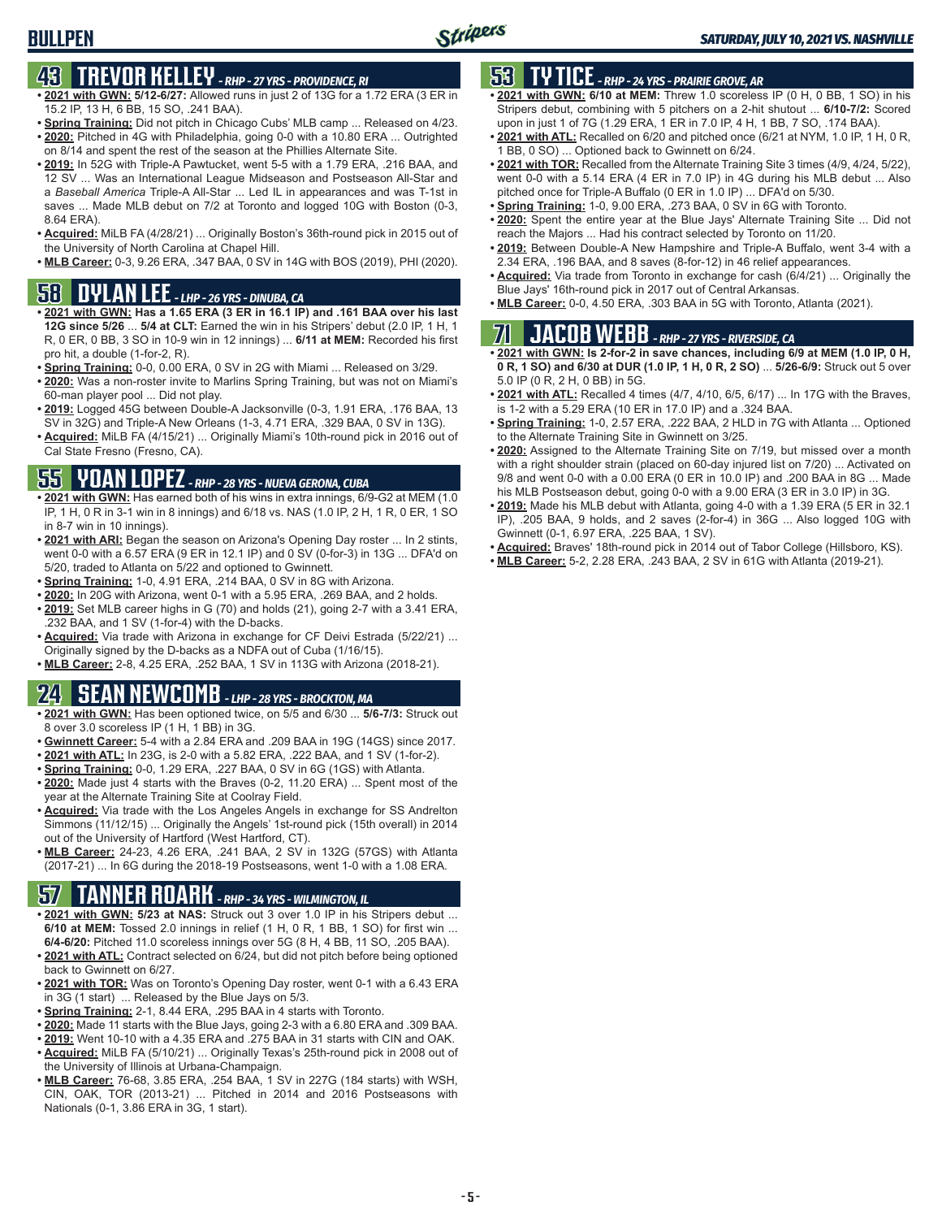# BULLPEN

## 43 TREVOR KELLEY - RHP - 27 YRS - PROVIDENCE, RI

- **2021 with GWN: 5/12-6/27:** Allowed runs in just 2 of 13G for a 1.72 ERA (3 ER in 15.2 IP, 13 H, 6 BB, 15 SO, .241 BAA).
- **Spring Training:** Did not pitch in Chicago Cubs' MLB camp ... Released on 4/23.
- **2020:** Pitched in 4G with Philadelphia, going 0-0 with a 10.80 ERA ... Outrighted on 8/14 and spent the rest of the season at the Phillies Alternate Site.
- **2019:** In 52G with Triple-A Pawtucket, went 5-5 with a 1.79 ERA, .216 BAA, and 12 SV ... Was an International League Midseason and Postseason All-Star and a *Baseball America* Triple-A All-Star ... Led IL in appearances and was T-1st in saves ... Made MLB debut on 7/2 at Toronto and logged 10G with Boston (0-3, 8.64 ERA).
- **Acquired:** MiLB FA (4/28/21) ... Originally Boston's 36th-round pick in 2015 out of the University of North Carolina at Chapel Hill.
- **MLB Career:** 0-3, 9.26 ERA, .347 BAA, 0 SV in 14G with BOS (2019), PHI (2020).

## 58 DYLAN LEE - LHP - 26 YRS - DINUBA, CA

- **2021 with GWN: Has a 1.65 ERA (3 ER in 16.1 IP) and .161 BAA over his last 12G since 5/26** ... **5/4 at CLT:** Earned the win in his Stripers' debut (2.0 IP, 1 H, 1 R, 0 ER, 0 BB, 3 SO in 10-9 win in 12 innings) ... **6/11 at MEM:** Recorded his first pro hit, a double (1-for-2, R).
- **Spring Training:** 0-0, 0.00 ERA, 0 SV in 2G with Miami ... Released on 3/29.
- **2020:** Was a non-roster invite to Marlins Spring Training, but was not on Miami's 60-man player pool ... Did not play.
- **2019:** Logged 45G between Double-A Jacksonville (0-3, 1.91 ERA, .176 BAA, 13 SV in 32G) and Triple-A New Orleans (1-3, 4.71 ERA, .329 BAA, 0 SV in 13G).
- **Acquired:** MiLB FA (4/15/21) ... Originally Miami's 10th-round pick in 2016 out of Cal State Fresno (Fresno, CA).

## 55 YOAN LOPEZ - RHP - 28 YRS - NUEVA GERONA, CUBA

- **2021 with GWN:** Has earned both of his wins in extra innings, 6/9-G2 at MEM (1.0 IP, 1 H, 0 R in 3-1 win in 8 innings) and 6/18 vs. NAS (1.0 IP, 2 H, 1 R, 0 ER, 1 SO in 8-7 win in 10 innings).
- **2021 with ARI:** Began the season on Arizona's Opening Day roster ... In 2 stints, went 0-0 with a 6.57 ERA (9 ER in 12.1 IP) and 0 SV (0-for-3) in 13G ... DFA'd on 5/20, traded to Atlanta on 5/22 and optioned to Gwinnett.
- **Spring Training:** 1-0, 4.91 ERA, .214 BAA, 0 SV in 8G with Arizona.
- **2020:** In 20G with Arizona, went 0-1 with a 5.95 ERA, .269 BAA, and 2 holds.
- **2019:** Set MLB career highs in G (70) and holds (21), going 2-7 with a 3.41 ERA, .232 BAA, and 1 SV (1-for-4) with the D-backs.
- **Acquired:** Via trade with Arizona in exchange for CF Deivi Estrada (5/22/21) ... Originally signed by the D-backs as a NDFA out of Cuba (1/16/15).
- **MLB Career:** 2-8, 4.25 ERA, .252 BAA, 1 SV in 113G with Arizona (2018-21).

## 24 SEAN NEWCOMB - LHP - 28 YRS - BROCKTON, MA

- **2021 with GWN:** Has been optioned twice, on 5/5 and 6/30 ... **5/6-7/3:** Struck out 8 over 3.0 scoreless IP (1 H, 1 BB) in 3G.
- **Gwinnett Career:** 5-4 with a 2.84 ERA and .209 BAA in 19G (14GS) since 2017.
- **2021 with ATL:** In 23G, is 2-0 with a 5.82 ERA, .222 BAA, and 1 SV (1-for-2).
- **Spring Training:** 0-0, 1.29 ERA, .227 BAA, 0 SV in 6G (1GS) with Atlanta.
- **2020:** Made just 4 starts with the Braves (0-2, 11.20 ERA) ... Spent most of the year at the Alternate Training Site at Coolray Field.
- **Acquired:** Via trade with the Los Angeles Angels in exchange for SS Andrelton Simmons (11/12/15) ... Originally the Angels' 1st-round pick (15th overall) in 2014 out of the University of Hartford (West Hartford, CT).
- **MLB Career:** 24-23, 4.26 ERA, .241 BAA, 2 SV in 132G (57GS) with Atlanta (2017-21) ... In 6G during the 2018-19 Postseasons, went 1-0 with a 1.08 ERA.

## 57 TANNER ROARK - RHP - 34 YRS - WILMINGTON, IL

- **2021 with GWN: 5/23 at NAS:** Struck out 3 over 1.0 IP in his Stripers debut ... **6/10 at MEM:** Tossed 2.0 innings in relief (1 H, 0 R, 1 BB, 1 SO) for first win ... **6/4-6/20:** Pitched 11.0 scoreless innings over 5G (8 H, 4 BB, 11 SO, .205 BAA).
- **2021 with ATL:** Contract selected on 6/24, but did not pitch before being optioned back to Gwinnett on 6/27.
- **2021 with TOR:** Was on Toronto's Opening Day roster, went 0-1 with a 6.43 ERA in 3G (1 start) ... Released by the Blue Jays on 5/3.
- **Spring Training:** 2-1, 8.44 ERA, .295 BAA in 4 starts with Toronto.
- **2020:** Made 11 starts with the Blue Jays, going 2-3 with a 6.80 ERA and .309 BAA.
- **2019:** Went 10-10 with a 4.35 ERA and .275 BAA in 31 starts with CIN and OAK.
- **Acquired:** MiLB FA (5/10/21) ... Originally Texas's 25th-round pick in 2008 out of the University of Illinois at Urbana-Champaign.
- **MLB Career:** 76-68, 3.85 ERA, .254 BAA, 1 SV in 227G (184 starts) with WSH, CIN, OAK, TOR (2013-21) ... Pitched in 2014 and 2016 Postseasons with Nationals (0-1, 3.86 ERA in 3G, 1 start).

## 53 TY TICE - RHP - 24 YRS - PRAIRIE GROVE, AR

- **2021 with GWN: 6/10 at MEM:** Threw 1.0 scoreless IP (0 H, 0 BB, 1 SO) in his Stripers debut, combining with 5 pitchers on a 2-hit shutout ... **6/10-7/2:** Scored upon in just 1 of 7G (1.29 ERA, 1 ER in 7.0 IP, 4 H, 1 BB, 7 SO, .174 BAA).
- **2021 with ATL:** Recalled on 6/20 and pitched once (6/21 at NYM, 1.0 IP, 1 H, 0 R, 1 BB, 0 SO) ... Optioned back to Gwinnett on 6/24.
- **2021 with TOR:** Recalled from the Alternate Training Site 3 times (4/9, 4/24, 5/22), went 0-0 with a 5.14 ERA (4 ER in 7.0 IP) in 4G during his MLB debut ... Also pitched once for Triple-A Buffalo (0 ER in 1.0 IP) ... DFA'd on 5/30.
- **Spring Training:** 1-0, 9.00 ERA, .273 BAA, 0 SV in 6G with Toronto.
- **2020:** Spent the entire year at the Blue Jays' Alternate Training Site ... Did not reach the Majors ... Had his contract selected by Toronto on 11/20.
- **2019:** Between Double-A New Hampshire and Triple-A Buffalo, went 3-4 with a 2.34 ERA, .196 BAA, and 8 saves (8-for-12) in 46 relief appearances.
- **Acquired:** Via trade from Toronto in exchange for cash (6/4/21) ... Originally the Blue Jays' 16th-round pick in 2017 out of Central Arkansas.
- **MLB Career:** 0-0, 4.50 ERA, .303 BAA in 5G with Toronto, Atlanta (2021).

## 71 JACOB WEBB - RHP - 27 YRS - RIVERSIDE, CA

- **2021 with GWN: Is 2-for-2 in save chances, including 6/9 at MEM (1.0 IP, 0 H, 0 R, 1 SO) and 6/30 at DUR (1.0 IP, 1 H, 0 R, 2 SO)** ... **5/26-6/9:** Struck out 5 over 5.0 IP (0 R, 2 H, 0 BB) in 5G.
- **2021 with ATL:** Recalled 4 times (4/7, 4/10, 6/5, 6/17) ... In 17G with the Braves, is 1-2 with a 5.29 ERA (10 ER in 17.0 IP) and a .324 BAA.
- **Spring Training:** 1-0, 2.57 ERA, .222 BAA, 2 HLD in 7G with Atlanta ... Optioned to the Alternate Training Site in Gwinnett on 3/25.
- **2020:** Assigned to the Alternate Training Site on 7/19, but missed over a month with a right shoulder strain (placed on 60-day injured list on 7/20) ... Activated on 9/8 and went 0-0 with a 0.00 ERA (0 ER in 10.0 IP) and .200 BAA in 8G ... Made his MLB Postseason debut, going 0-0 with a 9.00 ERA (3 ER in 3.0 IP) in 3G.
- **2019:** Made his MLB debut with Atlanta, going 4-0 with a 1.39 ERA (5 ER in 32.1 IP), .205 BAA, 9 holds, and 2 saves (2-for-4) in 36G ... Also logged 10G with Gwinnett (0-1, 6.97 ERA, .225 BAA, 1 SV).
- **Acquired:** Braves' 18th-round pick in 2014 out of Tabor College (Hillsboro, KS).
- **MLB Career:** 5-2, 2.28 ERA, .243 BAA, 2 SV in 61G with Atlanta (2019-21).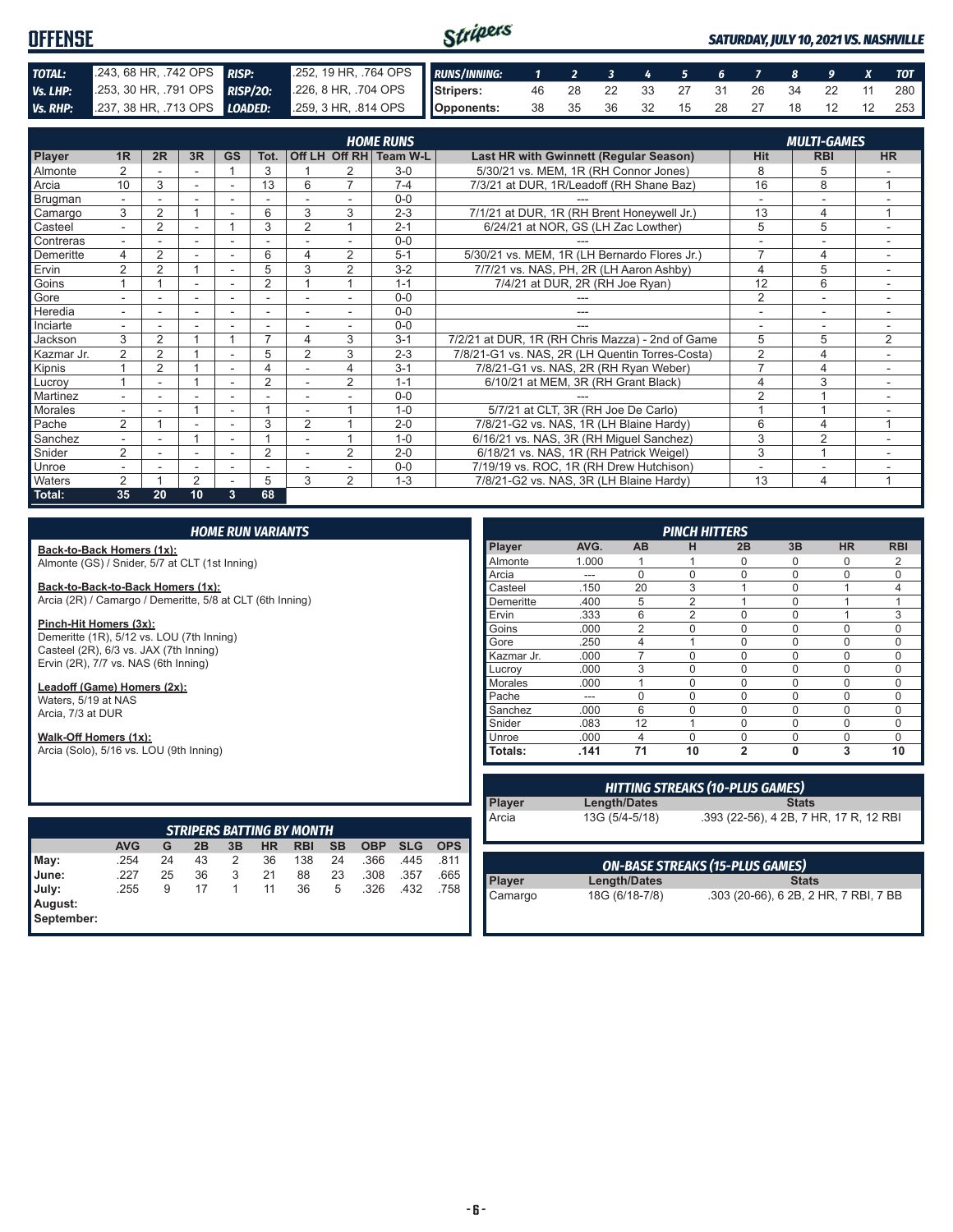# OFFENSE

*SATURDAY, JULY 10, 2021 VS. NASHVILLE*

| TOTAL: | .243, 68 HR, .742 OPS | RISP: | .252, 19 HR, .764 OPS |
|---|---|---|---|
| Vs. LHP: | .253, 30 HR, .791 OPS | RISP/2O: | .226, 8 HR, .704 OPS |
| Vs. RHP: | .237, 38 HR, .713 OPS | LOADED: | .259, 3 HR, .814 OPS |

| RUNS/INNING: | 1 | 2 | 3 | 4 | 5 | 6 | 7 | 8 | 9 | X | TOT |
|---|---|---|---|---|---|---|---|---|---|---|---|
| Stripers: | 46 | 28 | 22 | 33 | 27 | 31 | 26 | 34 | 22 | 11 | 280 |
| Opponents: | 38 | 35 | 36 | 32 | 15 | 28 | 27 | 18 | 12 | 12 | 253 |

| Player | 1R | 2R | 3R | GS | Tot. | Off LH | Off RH | Team W-L | Last HR with Gwinnett (Regular Season) | Hit | RBI | HR |
|---|---|---|---|---|---|---|---|---|---|---|---|---|
| | HOME RUNS | | | | | | | | | MULTI-GAMES | | |
| Almonte | 2 | - | - | 1 | 3 | 1 | 2 | 3-0 | 5/30/21 vs. MEM, 1R (RH Connor Jones) | 8 | 5 | - |
| Arcia | 10 | 3 | - | - | 13 | 6 | 7 | 7-4 | 7/3/21 at DUR, 1R/Leadoff (RH Shane Baz) | 16 | 8 | 1 |
| Brugman | - | - | - | - | - | - | - | 0-0 | --- | - | - | - |
| Camargo | 3 | 2 | 1 | - | 6 | 3 | 3 | 2-3 | 7/1/21 at DUR, 1R (RH Brent Honeywell Jr.) | 13 | 4 | 1 |
| Casteel | - | 2 | - | 1 | 3 | 2 | 1 | 2-1 | 6/24/21 at NOR, GS (LH Zac Lowther) | 5 | 5 | - |
| Contreras | - | - | - | - | - | - | - | 0-0 | --- | - | - | - |
| Demeritte | 4 | 2 | - | - | 6 | 4 | 2 | 5-1 | 5/30/21 vs. MEM, 1R (LH Bernardo Flores Jr.) | 7 | 4 | - |
| Ervin | 2 | 2 | 1 | - | 5 | 3 | 2 | 3-2 | 7/7/21 vs. NAS, PH, 2R (LH Aaron Ashby) | 4 | 5 | - |
| Goins | 1 | 1 | - | - | 2 | 1 | 1 | 1-1 | 7/4/21 at DUR, 2R (RH Joe Ryan) | 12 | 6 | - |
| Gore | - | - | - | - | - | - | - | 0-0 | --- | 2 | - | - |
| Heredia | - | - | - | - | - | - | - | 0-0 | --- | - | - | - |
| Inciarte | - | - | - | - | - | - | - | 0-0 | --- | - | - | - |
| Jackson | 3 | 2 | 1 | 1 | 7 | 4 | 3 | 3-1 | 7/2/21 at DUR, 1R (RH Chris Mazza) - 2nd of Game | 5 | 5 | 2 |
| Kazmar Jr. | 2 | 2 | 1 | - | 5 | 2 | 3 | 2-3 | 7/8/21-G1 vs. NAS, 2R (LH Quentin Torres-Costa) | 2 | 4 | - |
| Kipnis | 1 | 2 | 1 | - | 4 | - | 4 | 3-1 | 7/8/21-G1 vs. NAS, 2R (RH Ryan Weber) | 7 | 4 | - |
| Lucroy | 1 | - | 1 | - | 2 | - | 2 | 1-1 | 6/10/21 at MEM, 3R (RH Grant Black) | 4 | 3 | - |
| Martinez | - | - | - | - | - | - | - | 0-0 | --- | 2 | 1 | - |
| Morales | - | - | 1 | - | 1 | - | 1 | 1-0 | 5/7/21 at CLT, 3R (RH Joe De Carlo) | 1 | 1 | - |
| Pache | 2 | 1 | - | - | 3 | 2 | 1 | 2-0 | 7/8/21-G2 vs. NAS, 1R (LH Blaine Hardy) | 6 | 4 | 1 |
| Sanchez | - | - | 1 | - | 1 | - | 1 | 1-0 | 6/16/21 vs. NAS, 3R (RH Miguel Sanchez) | 3 | 2 | - |
| Snider | 2 | - | - | - | 2 | - | 2 | 2-0 | 6/18/21 vs. NAS, 1R (RH Patrick Weigel) | 3 | 1 | - |
| Unroe | - | - | - | - | - | - | - | 0-0 | 7/19/19 vs. ROC, 1R (RH Drew Hutchison) | - | - | - |
| Waters | 2 | 1 | 2 | - | 5 | 3 | 2 | 1-3 | 7/8/21-G2 vs. NAS, 3R (LH Blaine Hardy) | 13 | 4 | 1 |
| Total: | 35 | 20 | 10 | 3 | 68 | | | | | | | |

## HOME RUN VARIANTS

**Back-to-Back Homers (1x):**
Almonte (GS) / Snider, 5/7 at CLT (1st Inning)

**Back-to-Back-to-Back Homers (1x):**
Arcia (2R) / Camargo / Demeritte, 5/8 at CLT (6th Inning)

**Pinch-Hit Homers (3x):**
Demeritte (1R), 5/12 vs. LOU (7th Inning)
Casteel (2R), 6/3 vs. JAX (7th Inning)
Ervin (2R), 7/7 vs. NAS (6th Inning)

**Leadoff (Game) Homers (2x):**
Waters, 5/19 at NAS
Arcia, 7/3 at DUR

**Walk-Off Homers (1x):**
Arcia (Solo), 5/16 vs. LOU (9th Inning)

## STRIPERS BATTING BY MONTH

| | AVG | G | 2B | 3B | HR | RBI | SB | OBP | SLG | OPS |
|---|---|---|---|---|---|---|---|---|---|---|
| May: | .254 | 24 | 43 | 2 | 36 | 138 | 24 | .366 | .445 | .811 |
| June: | .227 | 25 | 36 | 3 | 21 | 88 | 23 | .308 | .357 | .665 |
| July: | .255 | 9 | 17 | 1 | 11 | 36 | 5 | .326 | .432 | .758 |
| August: | | | | | | | | | | |
| September: | | | | | | | | | | |

## PINCH HITTERS

| Player | AVG. | AB | H | 2B | 3B | HR | RBI |
|---|---|---|---|---|---|---|---|
| Almonte | 1.000 | 1 | 1 | 0 | 0 | 0 | 2 |
| Arcia | --- | 0 | 0 | 0 | 0 | 0 | 0 |
| Casteel | .150 | 20 | 3 | 1 | 0 | 1 | 4 |
| Demeritte | .400 | 5 | 2 | 1 | 0 | 1 | 1 |
| Ervin | .333 | 6 | 2 | 0 | 0 | 1 | 3 |
| Goins | .000 | 2 | 0 | 0 | 0 | 0 | 0 |
| Gore | .250 | 4 | 1 | 0 | 0 | 0 | 0 |
| Kazmar Jr. | .000 | 7 | 0 | 0 | 0 | 0 | 0 |
| Lucroy | .000 | 3 | 0 | 0 | 0 | 0 | 0 |
| Morales | .000 | 1 | 0 | 0 | 0 | 0 | 0 |
| Pache | --- | 0 | 0 | 0 | 0 | 0 | 0 |
| Sanchez | .000 | 6 | 0 | 0 | 0 | 0 | 0 |
| Snider | .083 | 12 | 1 | 0 | 0 | 0 | 0 |
| Unroe | .000 | 4 | 0 | 0 | 0 | 0 | 0 |
| Totals: | .141 | 71 | 10 | 2 | 0 | 3 | 10 |

## HITTING STREAKS (10-PLUS GAMES)

| Player | Length/Dates | Stats |
|---|---|---|
| Arcia | 13G (5/4-5/18) | .393 (22-56), 4 2B, 7 HR, 17 R, 12 RBI |

## ON-BASE STREAKS (15-PLUS GAMES)

| Player | Length/Dates | Stats |
|---|---|---|
| Camargo | 18G (6/18-7/8) | .303 (20-66), 6 2B, 2 HR, 7 RBI, 7 BB |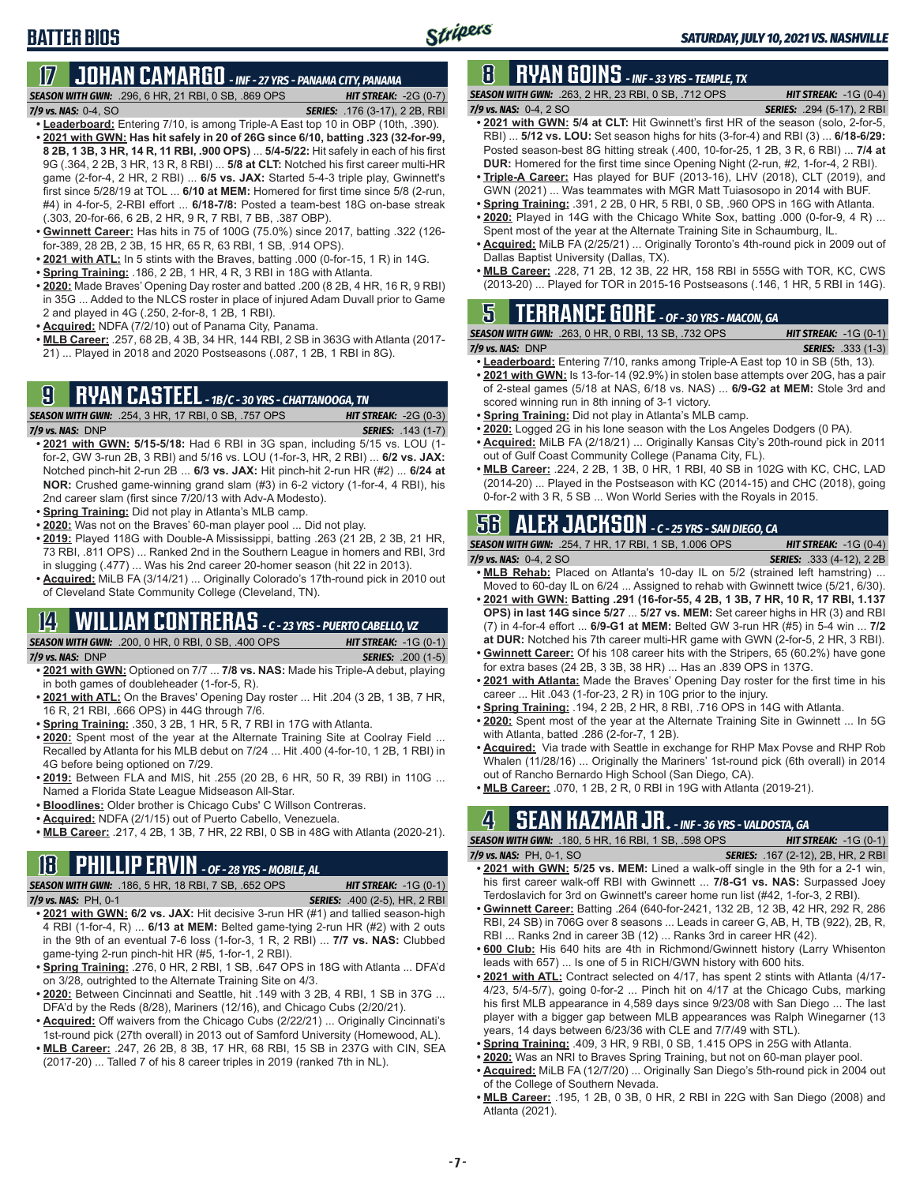# BATTER BIOS

SATURDAY, JULY 10, 2021 VS. NASHVILLE

## 17 JOHAN CAMARGO - INF - 27 YRS - PANAMA CITY, PANAMA

**SEASON WITH GWN:** .296, 6 HR, 21 RBI, 0 SB, .869 OPS **HIT STREAK:** -2G (0-7)
**7/9 vs. NAS:** 0-4, SO **SERIES:** .176 (3-17), 2 2B, RBI

- **Leaderboard:** Entering 7/10, is among Triple-A East top 10 in OBP (10th, .390).
- **2021 with GWN: Has hit safely in 20 of 26G since 6/10, batting .323 (32-for-99, 8 2B, 1 3B, 3 HR, 14 R, 11 RBI, .900 OPS)** ... **5/4-5/22:** Hit safely in each of his first 9G (.364, 2 2B, 3 HR, 13 R, 8 RBI) ... **5/8 at CLT:** Notched his first career multi-HR game (2-for-4, 2 HR, 2 RBI) ... **6/5 vs. JAX:** Started 5-4-3 triple play, Gwinnett's first since 5/28/19 at TOL ... **6/10 at MEM:** Homered for first time since 5/8 (2-run, #4) in 4-for-5, 2-RBI effort ... **6/18-7/8:** Posted a team-best 18G on-base streak (.303, 20-for-66, 6 2B, 2 HR, 9 R, 7 RBI, 7 BB, .387 OBP).
- **Gwinnett Career:** Has hits in 75 of 100G (75.0%) since 2017, batting .322 (126-for-389, 28 2B, 2 3B, 15 HR, 65 R, 63 RBI, 1 SB, .914 OPS).
- **2021 with ATL:** In 5 stints with the Braves, batting .000 (0-for-15, 1 R) in 14G.
- **Spring Training:** .186, 2 2B, 1 HR, 4 R, 3 RBI in 18G with Atlanta.
- **2020:** Made Braves' Opening Day roster and batted .200 (8 2B, 4 HR, 16 R, 9 RBI) in 35G ... Added to the NLCS roster in place of injured Adam Duvall prior to Game 2 and played in 4G (.250, 2-for-8, 1 2B, 1 RBI).
- **Acquired:** NDFA (7/2/10) out of Panama City, Panama.
- **MLB Career:** .257, 68 2B, 4 3B, 34 HR, 144 RBI, 2 SB in 363G with Atlanta (2017-21) ... Played in 2018 and 2020 Postseasons (.087, 1 2B, 1 RBI in 8G).

## 9 RYAN CASTEEL - 1B/C - 30 YRS - CHATTANOOGA, TN

**SEASON WITH GWN:** .254, 3 HR, 17 RBI, 0 SB, .757 OPS **HIT STREAK:** -2G (0-3)
**7/9 vs. NAS:** DNP **SERIES:** .143 (1-7)

- **2021 with GWN: 5/15-5/18:** Had 6 RBI in 3G span, including 5/15 vs. LOU (1-for-2, GW 3-run 2B, 3 RBI) and 5/16 vs. LOU (1-for-3, HR, 2 RBI) ... **6/2 vs. JAX:** Notched pinch-hit 2-run 2B ... **6/3 vs. JAX:** Hit pinch-hit 2-run HR (#2) ... **6/24 at NOR:** Crushed game-winning grand slam (#3) in 6-2 victory (1-for-4, 4 RBI), his 2nd career slam (first since 7/20/13 with Adv-A Modesto).
- **Spring Training:** Did not play in Atlanta's MLB camp.
- **2020:** Was not on the Braves' 60-man player pool ... Did not play.
- **2019:** Played 118G with Double-A Mississippi, batting .263 (21 2B, 2 3B, 21 HR, 73 RBI, .811 OPS) ... Ranked 2nd in the Southern League in homers and RBI, 3rd in slugging (.477) ... Was his 2nd career 20-homer season (hit 22 in 2013).
- **Acquired:** MiLB FA (3/14/21) ... Originally Colorado's 17th-round pick in 2010 out of Cleveland State Community College (Cleveland, TN).

## 14 WILLIAM CONTRERAS - C - 23 YRS - PUERTO CABELLO, VZ

**SEASON WITH GWN:** .200, 0 HR, 0 RBI, 0 SB, .400 OPS **HIT STREAK:** -1G (0-1)
**7/9 vs. NAS:** DNP **SERIES:** .200 (1-5)

- **2021 with GWN:** Optioned on 7/7 ... **7/8 vs. NAS:** Made his Triple-A debut, playing in both games of doubleheader (1-for-5, R).
- **2021 with ATL:** On the Braves' Opening Day roster ... Hit .204 (3 2B, 1 3B, 7 HR, 16 R, 21 RBI, .666 OPS) in 44G through 7/6.
- **Spring Training:** .350, 3 2B, 1 HR, 5 R, 7 RBI in 17G with Atlanta.
- **2020:** Spent most of the year at the Alternate Training Site at Coolray Field ... Recalled by Atlanta for his MLB debut on 7/24 ... Hit .400 (4-for-10, 1 2B, 1 RBI) in 4G before being optioned on 7/29.
- **2019:** Between FLA and MIS, hit .255 (20 2B, 6 HR, 50 R, 39 RBI) in 110G ... Named a Florida State League Midseason All-Star.
- **Bloodlines:** Older brother is Chicago Cubs' C Willson Contreras.
- **Acquired:** NDFA (2/1/15) out of Puerto Cabello, Venezuela.
- **MLB Career:** .217, 4 2B, 1 3B, 7 HR, 22 RBI, 0 SB in 48G with Atlanta (2020-21).

## 18 PHILLIP ERVIN - OF - 28 YRS - MOBILE, AL

**SEASON WITH GWN:** .186, 5 HR, 18 RBI, 7 SB, .652 OPS **HIT STREAK:** -1G (0-1)
**7/9 vs. NAS:** PH, 0-1 **SERIES:** .400 (2-5), HR, 2 RBI

- **2021 with GWN: 6/2 vs. JAX:** Hit decisive 3-run HR (#1) and tallied season-high 4 RBI (1-for-4, R) ... **6/13 at MEM:** Belted game-tying 2-run HR (#2) with 2 outs in the 9th of an eventual 7-6 loss (1-for-3, 1 R, 2 RBI) ... **7/7 vs. NAS:** Clubbed game-tying 2-run pinch-hit HR (#5, 1-for-1, 2 RBI).
- **Spring Training:** .276, 0 HR, 2 RBI, 1 SB, .647 OPS in 18G with Atlanta ... DFA'd on 3/28, outrighted to the Alternate Training Site on 4/3.
- **2020:** Between Cincinnati and Seattle, hit .149 with 3 2B, 4 RBI, 1 SB in 37G ... DFA'd by the Reds (8/28), Mariners (12/16), and Chicago Cubs (2/20/21).
- **Acquired:** Off waivers from the Chicago Cubs (2/22/21) ... Originally Cincinnati's 1st-round pick (27th overall) in 2013 out of Samford University (Homewood, AL).
- **MLB Career:** .247, 26 2B, 8 3B, 17 HR, 68 RBI, 15 SB in 237G with CIN, SEA (2017-20) ... Talled 7 of his 8 career triples in 2019 (ranked 7th in NL).

## 8 RYAN GOINS - INF - 33 YRS - TEMPLE, TX

**SEASON WITH GWN:** .263, 2 HR, 23 RBI, 0 SB, .712 OPS **HIT STREAK:** -1G (0-4)
**7/9 vs. NAS:** 0-4, 2 SO **SERIES:** .294 (5-17), 2 RBI

- **2021 with GWN: 5/4 at CLT:** Hit Gwinnett's first HR of the season (solo, 2-for-5, RBI) ... **5/12 vs. LOU:** Set season highs for hits (3-for-4) and RBI (3) ... **6/18-6/29:** Posted season-best 8G hitting streak (.400, 10-for-25, 1 2B, 3 R, 6 RBI) ... **7/4 at DUR:** Homered for the first time since Opening Night (2-run, #2, 1-for-4, 2 RBI).
- **Triple-A Career:** Has played for BUF (2013-16), LHV (2018), CLT (2019), and GWN (2021) ... Was teammates with MGR Matt Tuiasosopo in 2014 with BUF.
- **Spring Training:** .391, 2 2B, 0 HR, 5 RBI, 0 SB, .960 OPS in 16G with Atlanta.
- **2020:** Played in 14G with the Chicago White Sox, batting .000 (0-for-9, 4 R) ... Spent most of the year at the Alternate Training Site in Schaumburg, IL.
- **Acquired:** MiLB FA (2/25/21) ... Originally Toronto's 4th-round pick in 2009 out of Dallas Baptist University (Dallas, TX).
- **MLB Career:** .228, 71 2B, 12 3B, 22 HR, 158 RBI in 555G with TOR, KC, CWS (2013-20) ... Played for TOR in 2015-16 Postseasons (.146, 1 HR, 5 RBI in 14G).

## 5 TERRANCE GORE - OF - 30 YRS - MACON, GA

**SEASON WITH GWN:** .263, 0 HR, 0 RBI, 13 SB, .732 OPS **HIT STREAK:** -1G (0-1)
**7/9 vs. NAS:** DNP **SERIES:** .333 (1-3)

- **Leaderboard:** Entering 7/10, ranks among Triple-A East top 10 in SB (5th, 13).
- **2021 with GWN:** Is 13-for-14 (92.9%) in stolen base attempts over 20G, has a pair of 2-steal games (5/18 at NAS, 6/18 vs. NAS) ... **6/9-G2 at MEM:** Stole 3rd and scored winning run in 8th inning of 3-1 victory.
- **Spring Training:** Did not play in Atlanta's MLB camp.
- **2020:** Logged 2G in his lone season with the Los Angeles Dodgers (0 PA).
- **Acquired:** MiLB FA (2/18/21) ... Originally Kansas City's 20th-round pick in 2011 out of Gulf Coast Community College (Panama City, FL).
- **MLB Career:** .224, 2 2B, 1 3B, 0 HR, 1 RBI, 40 SB in 102G with KC, CHC, LAD (2014-20) ... Played in the Postseason with KC (2014-15) and CHC (2018), going 0-for-2 with 3 R, 5 SB ... Won World Series with the Royals in 2015.

## 56 ALEX JACKSON - C - 25 YRS - SAN DIEGO, CA

**SEASON WITH GWN:** .254, 7 HR, 17 RBI, 1 SB, 1.006 OPS **HIT STREAK:** -1G (0-4)
**7/9 vs. NAS:** 0-4, 2 SO **SERIES:** .333 (4-12), 2 2B

- **MLB Rehab:** Placed on Atlanta's 10-day IL on 5/2 (strained left hamstring) ... Moved to 60-day IL on 6/24 ... Assigned to rehab with Gwinnett twice (5/21, 6/30).
- **2021 with GWN: Batting .291 (16-for-55, 4 2B, 1 3B, 7 HR, 10 R, 17 RBI, 1.137 OPS) in last 14G since 5/27** ... **5/27 vs. MEM:** Set career highs in HR (3) and RBI (7) in 4-for-4 effort ... **6/9-G1 at MEM:** Belted GW 3-run HR (#5) in 5-4 win ... **7/2 at DUR:** Notched his 7th career multi-HR game with GWN (2-for-5, 2 HR, 3 RBI).
- **Gwinnett Career:** Of his 108 career hits with the Stripers, 65 (60.2%) have gone for extra bases (24 2B, 3 3B, 38 HR) ... Has an .839 OPS in 137G.
- **2021 with Atlanta:** Made the Braves' Opening Day roster for the first time in his career ... Hit .043 (1-for-23, 2 R) in 10G prior to the injury.
- **Spring Training:** .194, 2 2B, 2 HR, 8 RBI, .716 OPS in 14G with Atlanta.
- **2020:** Spent most of the year at the Alternate Training Site in Gwinnett ... In 5G with Atlanta, batted .286 (2-for-7, 1 2B).
- **Acquired:** Via trade with Seattle in exchange for RHP Max Povse and RHP Rob Whalen (11/28/16) ... Originally the Mariners' 1st-round pick (6th overall) in 2014 out of Rancho Bernardo High School (San Diego, CA).
- **MLB Career:** .070, 1 2B, 2 R, 0 RBI in 19G with Atlanta (2019-21).

## 4 SEAN KAZMAR JR. - INF - 36 YRS - VALDOSTA, GA

**SEASON WITH GWN:** .180, 5 HR, 16 RBI, 1 SB, .598 OPS **HIT STREAK:** -1G (0-1)
**7/9 vs. NAS:** PH, 0-1, SO **SERIES:** .167 (2-12), 2B, HR, 2 RBI

- **2021 with GWN:** **5/25 vs. MEM:** Lined a walk-off single in the 9th for a 2-1 win, his first career walk-off RBI with Gwinnett ... **7/8-G1 vs. NAS:** Surpassed Joey Terdoslavich for 3rd on Gwinnett's career home run list (#42, 1-for-3, 2 RBI).
- **Gwinnett Career:** Batting .264 (640-for-2421, 132 2B, 12 3B, 42 HR, 292 R, 286 RBI, 24 SB) in 706G over 8 seasons ... Leads in career G, AB, H, TB (922), 2B, R, RBI ... Ranks 2nd in career 3B (12) ... Ranks 3rd in career HR (42).
- **600 Club:** His 640 hits are 4th in Richmond/Gwinnett history (Larry Whisenton leads with 657) ... Is one of 5 in RICH/GWN history with 600 hits.
- **2021 with ATL:** Contract selected on 4/17, has spent 2 stints with Atlanta (4/17-4/23, 5/4-5/7), going 0-for-2 ... Pinch hit on 4/17 at the Chicago Cubs, marking his first MLB appearance in 4,589 days since 9/23/08 with San Diego ... The last player with a bigger gap between MLB appearances was Ralph Winegarner (13 years, 14 days between 6/23/36 with CLE and 7/7/49 with STL).
- **Spring Training:** .409, 3 HR, 9 RBI, 0 SB, 1.415 OPS in 25G with Atlanta.
- **2020:** Was an NRI to Braves Spring Training, but not on 60-man player pool.
- **Acquired:** MiLB FA (12/7/20) ... Originally San Diego's 5th-round pick in 2004 out of the College of Southern Nevada.
- **MLB Career:** .195, 1 2B, 0 3B, 0 HR, 2 RBI in 22G with San Diego (2008) and Atlanta (2021).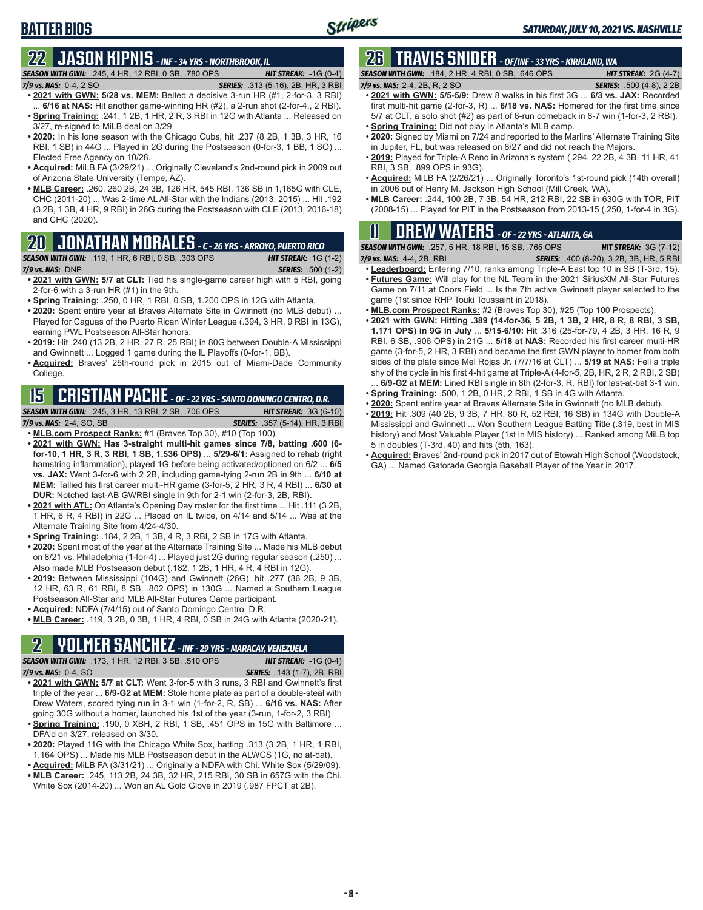# BATTER BIOS

*SATURDAY, JULY 10, 2021 VS. NASHVILLE*

## 22 JASON KIPNIS - INF - 34 YRS - NORTHBROOK, IL

**SEASON WITH GWN:** .245, 4 HR, 12 RBI, 0 SB, .780 OPS **HIT STREAK:** -1G (0-4)
**7/9 vs. NAS:** 0-4, 2 SO **SERIES:** .313 (5-16), 2B, HR, 3 RBI

- **2021 with GWN: 5/28 vs. MEM:** Belted a decisive 3-run HR (#1, 2-for-3, 3 RBI) ... **6/16 at NAS:** Hit another game-winning HR (#2), a 2-run shot (2-for-4,, 2 RBI).
- **Spring Training:** .241, 1 2B, 1 HR, 2 R, 3 RBI in 12G with Atlanta ... Released on 3/27, re-signed to MiLB deal on 3/29.
- **2020:** In his lone season with the Chicago Cubs, hit .237 (8 2B, 1 3B, 3 HR, 16 RBI, 1 SB) in 44G ... Played in 2G during the Postseason (0-for-3, 1 BB, 1 SO) ... Elected Free Agency on 10/28.
- **Acquired:** MiLB FA (3/29/21) ... Originally Cleveland's 2nd-round pick in 2009 out of Arizona State University (Tempe, AZ).
- **MLB Career:** .260, 260 2B, 24 3B, 126 HR, 545 RBI, 136 SB in 1,165G with CLE, CHC (2011-20) ... Was 2-time AL All-Star with the Indians (2013, 2015) ... Hit .192 (3 2B, 1 3B, 4 HR, 9 RBI) in 26G during the Postseason with CLE (2013, 2016-18) and CHC (2020).

## 20 JONATHAN MORALES - C - 26 YRS - ARROYO, PUERTO RICO

**SEASON WITH GWN:** .119, 1 HR, 6 RBI, 0 SB, .303 OPS **HIT STREAK:** 1G (1-2)
**7/9 vs. NAS:** DNP **SERIES:** .500 (1-2)

- **2021 with GWN: 5/7 at CLT:** Tied his single-game career high with 5 RBI, going 2-for-6 with a 3-run HR (#1) in the 9th.
- **Spring Training:** .250, 0 HR, 1 RBI, 0 SB, 1.200 OPS in 12G with Atlanta.
- **2020:** Spent entire year at Braves Alternate Site in Gwinnett (no MLB debut) ... Played for Caguas of the Puerto Rican Winter League (.394, 3 HR, 9 RBI in 13G), earning PWL Postseason All-Star honors.
- **2019:** Hit .240 (13 2B, 2 HR, 27 R, 25 RBI) in 80G between Double-A Mississippi and Gwinnett ... Logged 1 game during the IL Playoffs (0-for-1, BB).
- **Acquired:** Braves' 25th-round pick in 2015 out of Miami-Dade Community College.

## 15 CRISTIAN PACHE - OF - 22 YRS - SANTO DOMINGO CENTRO, D.R.

**SEASON WITH GWN:** .245, 3 HR, 13 RBI, 2 SB, .706 OPS **HIT STREAK:** 3G (6-10)
**7/9 vs. NAS:** 2-4, SO, SB **SERIES:** .357 (5-14), HR, 3 RBI

- **MLB.com Prospect Ranks:** #1 (Braves Top 30), #10 (Top 100).
- **2021 with GWN: Has 3-straight multi-hit games since 7/8, batting .600 (6-for-10, 1 HR, 3 R, 3 RBI, 1 SB, 1.536 OPS)** ... **5/29-6/1:** Assigned to rehab (right hamstring inflammation), played 1G before being activated/optioned on 6/2 ... **6/5 vs. JAX:** Went 3-for-6 with 2 2B, including game-tying 2-run 2B in 9th ... **6/10 at MEM:** Tallied his first career multi-HR game (3-for-5, 2 HR, 3 R, 4 RBI) ... **6/30 at DUR:** Notched last-AB GWRBI single in 9th for 2-1 win (2-for-3, 2B, RBI).
- **2021 with ATL:** On Atlanta's Opening Day roster for the first time ... Hit .111 (3 2B, 1 HR, 6 R, 4 RBI) in 22G ... Placed on IL twice, on 4/14 and 5/14 ... Was at the Alternate Training Site from 4/24-4/30.
- **Spring Training:** .184, 2 2B, 1 3B, 4 R, 3 RBI, 2 SB in 17G with Atlanta.
- **2020:** Spent most of the year at the Alternate Training Site ... Made his MLB debut on 8/21 vs. Philadelphia (1-for-4) ... Played just 2G during regular season (.250) ... Also made MLB Postseason debut (.182, 1 2B, 1 HR, 4 R, 4 RBI in 12G).
- **2019:** Between Mississippi (104G) and Gwinnett (26G), hit .277 (36 2B, 9 3B, 12 HR, 63 R, 61 RBI, 8 SB, .802 OPS) in 130G ... Named a Southern League Postseason All-Star and MLB All-Star Futures Game participant.
- **Acquired:** NDFA (7/4/15) out of Santo Domingo Centro, D.R.
- **MLB Career:** .119, 3 2B, 0 3B, 1 HR, 4 RBI, 0 SB in 24G with Atlanta (2020-21).

## 2 YOLMER SANCHEZ - INF - 29 YRS - MARACAY, VENEZUELA

**SEASON WITH GWN:** .173, 1 HR, 12 RBI, 3 SB, .510 OPS **HIT STREAK:** -1G (0-4)
**7/9 vs. NAS:** 0-4, SO **SERIES:** .143 (1-7), 2B, RBI

- **2021 with GWN: 5/7 at CLT:** Went 3-for-5 with 3 runs, 3 RBI and Gwinnett's first triple of the year ... **6/9-G2 at MEM:** Stole home plate as part of a double-steal with Drew Waters, scored tying run in 3-1 win (1-for-2, R, SB) ... **6/16 vs. NAS:** After going 30G without a homer, launched his 1st of the year (3-run, 1-for-2, 3 RBI).
- **Spring Training:** .190, 0 XBH, 2 RBI, 1 SB, .451 OPS in 15G with Baltimore ... DFA'd on 3/27, released on 3/30.
- **2020:** Played 11G with the Chicago White Sox, batting .313 (3 2B, 1 HR, 1 RBI, 1.164 OPS) ... Made his MLB Postseason debut in the ALWCS (1G, no at-bat).
- **Acquired:** MiLB FA (3/31/21) ... Originally a NDFA with Chi. White Sox (5/29/09).
- **MLB Career:** .245, 113 2B, 24 3B, 32 HR, 215 RBI, 30 SB in 657G with the Chi. White Sox (2014-20) ... Won an AL Gold Glove in 2019 (.987 FPCT at 2B).

## 26 TRAVIS SNIDER - OF/INF - 33 YRS - KIRKLAND, WA

**SEASON WITH GWN:** .184, 2 HR, 4 RBI, 0 SB, .646 OPS **HIT STREAK:** 2G (4-7)
**7/9 vs. NAS:** 2-4, 2B, R, 2 SO **SERIES:** .500 (4-8), 2 2B

- **2021 with GWN: 5/5-5/9:** Drew 8 walks in his first 3G ... **6/3 vs. JAX:** Recorded first multi-hit game (2-for-3, R) ... **6/18 vs. NAS:** Homered for the first time since 5/7 at CLT, a solo shot (#2) as part of 6-run comeback in 8-7 win (1-for-3, 2 RBI).
- **Spring Training:** Did not play in Atlanta's MLB camp.
- **2020:** Signed by Miami on 7/24 and reported to the Marlins' Alternate Training Site in Jupiter, FL, but was released on 8/27 and did not reach the Majors.
- **2019:** Played for Triple-A Reno in Arizona's system (.294, 22 2B, 4 3B, 11 HR, 41 RBI, 3 SB, .899 OPS in 93G).
- **Acquired:** MiLB FA (2/26/21) ... Originally Toronto's 1st-round pick (14th overall) in 2006 out of Henry M. Jackson High School (Mill Creek, WA).
- **MLB Career:** .244, 100 2B, 7 3B, 54 HR, 212 RBI, 22 SB in 630G with TOR, PIT (2008-15) ... Played for PIT in the Postseason from 2013-15 (.250, 1-for-4 in 3G).

## 11 DREW WATERS - OF - 22 YRS - ATLANTA, GA

**SEASON WITH GWN:** .257, 5 HR, 18 RBI, 15 SB, .765 OPS **HIT STREAK:** 3G (7-12)
**7/9 vs. NAS:** 4-4, 2B, RBI **SERIES:** .400 (8-20), 3 2B, 3B, HR, 5 RBI

- **Leaderboard:** Entering 7/10, ranks among Triple-A East top 10 in SB (T-3rd, 15).
- **Futures Game:** Will play for the NL Team in the 2021 SiriusXM All-Star Futures Game on 7/11 at Coors Field ... Is the 7th active Gwinnett player selected to the game (1st since RHP Touki Toussaint in 2018).
- **MLB.com Prospect Ranks:** #2 (Braves Top 30), #25 (Top 100 Prospects).
- **2021 with GWN: Hitting .389 (14-for-36, 5 2B, 1 3B, 2 HR, 8 R, 8 RBI, 3 SB, 1.171 OPS) in 9G in July** ... **5/15-6/10:** Hit .316 (25-for-79, 4 2B, 3 HR, 16 R, 9 RBI, 6 SB, .906 OPS) in 21G ... **5/18 at NAS:** Recorded his first career multi-HR game (3-for-5, 2 HR, 3 RBI) and became the first GWN player to homer from both sides of the plate since Mel Rojas Jr. (7/7/16 at CLT) ... **5/19 at NAS:** Fell a triple shy of the cycle in his first 4-hit game at Triple-A (4-for-5, 2B, HR, 2 R, 2 RBI, 2 SB) ... **6/9-G2 at MEM:** Lined RBI single in 8th (2-for-3, R, RBI) for last-at-bat 3-1 win.
- **Spring Training:** .500, 1 2B, 0 HR, 2 RBI, 1 SB in 4G with Atlanta.
- **2020:** Spent entire year at Braves Alternate Site in Gwinnett (no MLB debut).
- **2019:** Hit .309 (40 2B, 9 3B, 7 HR, 80 R, 52 RBI, 16 SB) in 134G with Double-A Mississippi and Gwinnett ... Won Southern League Batting Title (.319, best in MIS history) and Most Valuable Player (1st in MIS history) ... Ranked among MiLB top 5 in doubles (T-3rd, 40) and hits (5th, 163).
- **Acquired:** Braves' 2nd-round pick in 2017 out of Etowah High School (Woodstock, GA) ... Named Gatorade Georgia Baseball Player of the Year in 2017.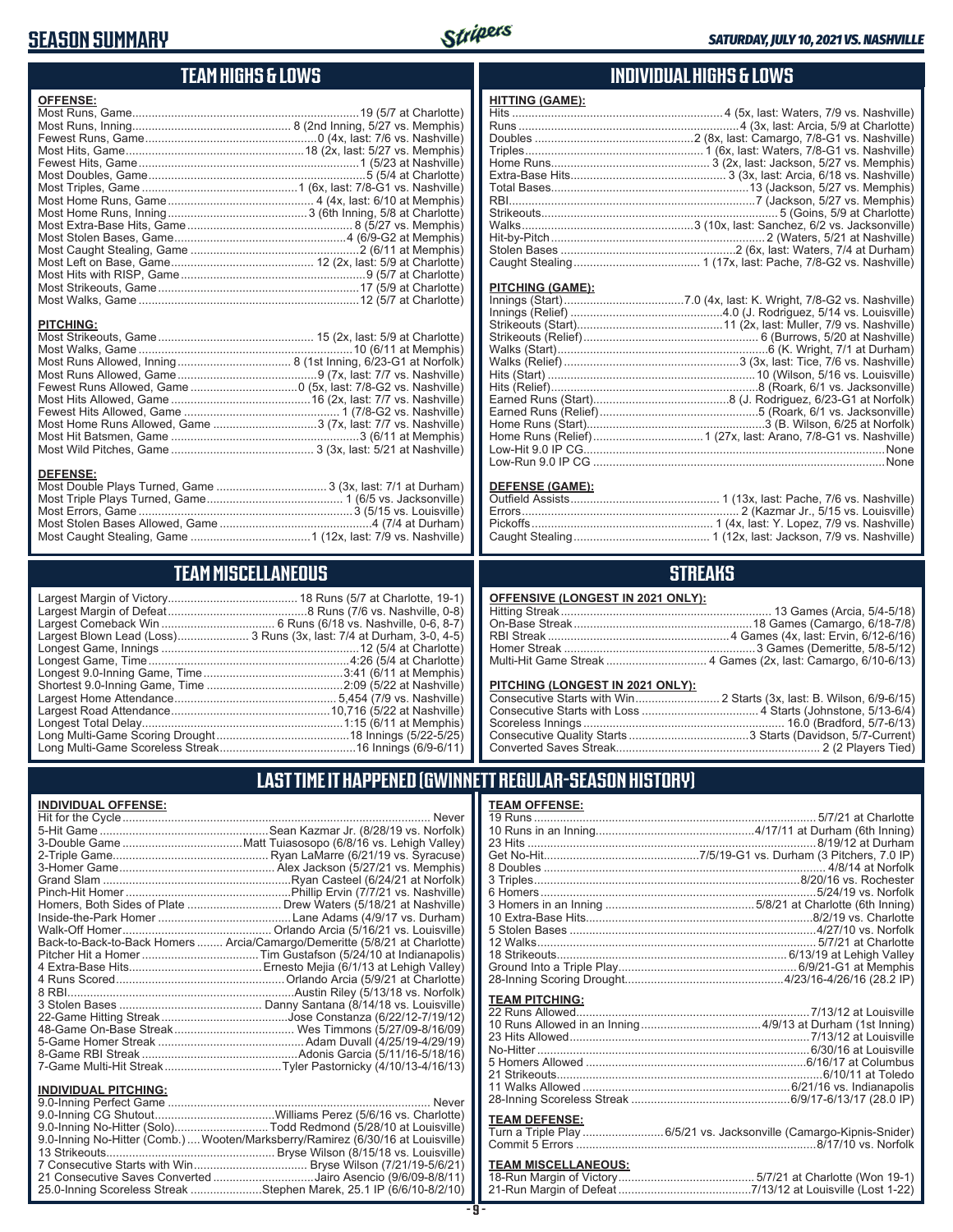# SEASON SUMMARY

*SATURDAY, JULY 10, 2021 VS. NASHVILLE*

## TEAM HIGHS & LOWS

**OFFENSE:**

| | |
|---|---|
| Most Runs, Game | 19 (5/7 at Charlotte) |
| Most Runs, Inning | 8 (2nd Inning, 5/27 vs. Memphis) |
| Fewest Runs, Game | 0 (4x, last: 7/6 vs. Nashville) |
| Most Hits, Game | 18 (2x, last: 5/27 vs. Memphis) |
| Fewest Hits, Game | 1 (5/23 at Nashville) |
| Most Doubles, Game | 5 (5/4 at Charlotte) |
| Most Triples, Game | 1 (6x, last: 7/8-G1 vs. Nashville) |
| Most Home Runs, Game | 4 (4x, last: 6/10 at Memphis) |
| Most Home Runs, Inning | 3 (6th Inning, 5/8 at Charlotte) |
| Most Extra-Base Hits, Game | 8 (5/27 vs. Memphis) |
| Most Stolen Bases, Game | 4 (6/9-G2 at Memphis) |
| Most Caught Stealing, Game | 2 (6/11 at Memphis) |
| Most Left on Base, Game | 12 (2x, last: 5/9 at Charlotte) |
| Most Hits with RISP, Game | 9 (5/7 at Charlotte) |
| Most Strikeouts, Game | 17 (5/9 at Charlotte) |
| Most Walks, Game | 12 (5/7 at Charlotte) |

**PITCHING:**

| | |
|---|---|
| Most Strikeouts, Game | 15 (2x, last: 5/9 at Charlotte) |
| Most Walks, Game | 10 (6/11 at Memphis) |
| Most Runs Allowed, Inning | 8 (1st Inning, 6/23-G1 at Norfolk) |
| Most Runs Allowed, Game | 9 (7x, last: 7/7 vs. Nashville) |
| Fewest Runs Allowed, Game | 0 (5x, last: 7/8-G2 vs. Nashville) |
| Most Hits Allowed, Game | 16 (2x, last: 7/7 vs. Nashville) |
| Fewest Hits Allowed, Game | 1 (7/8-G2 vs. Nashville) |
| Most Home Runs Allowed, Game | 3 (7x, last: 7/7 vs. Nashville) |
| Most Hit Batsmen, Game | 3 (6/11 at Memphis) |
| Most Wild Pitches, Game | 3 (3x, last: 5/21 at Nashville) |

**DEFENSE:**

| | |
|---|---|
| Most Double Plays Turned, Game | 3 (3x, last: 7/1 at Durham) |
| Most Triple Plays Turned, Game | 1 (6/5 vs. Jacksonville) |
| Most Errors, Game | 3 (5/15 vs. Louisville) |
| Most Stolen Bases Allowed, Game | 4 (7/4 at Durham) |
| Most Caught Stealing, Game | 1 (12x, last: 7/9 vs. Nashville) |

## INDIVIDUAL HIGHS & LOWS

**HITTING (GAME):**

| | |
|---|---|
| Hits | 4 (5x, last: Waters, 7/9 vs. Nashville) |
| Runs | 4 (3x, last: Arcia, 5/9 at Charlotte) |
| Doubles | 2 (8x, last: Camargo, 7/8-G1 vs. Nashville) |
| Triples | 1 (6x, last: Waters, 7/8-G1 vs. Nashville) |
| Home Runs | 3 (2x, last: Jackson, 5/27 vs. Memphis) |
| Extra-Base Hits | 3 (3x, last: Arcia, 6/18 vs. Nashville) |
| Total Bases | 13 (Jackson, 5/27 vs. Memphis) |
| RBI | 7 (Jackson, 5/27 vs. Memphis) |
| Strikeouts | 5 (Goins, 5/9 at Charlotte) |
| Walks | 3 (10x, last: Sanchez, 6/2 vs. Jacksonville) |
| Hit-by-Pitch | 2 (Waters, 5/21 at Nashville) |
| Stolen Bases | 2 (6x, last: Waters, 7/4 at Durham) |
| Caught Stealing | 1 (17x, last: Pache, 7/8-G2 vs. Nashville) |

**PITCHING (GAME):**

| | |
|---|---|
| Innings (Start) | 7.0 (4x, last: K. Wright, 7/8-G2 vs. Nashville) |
| Innings (Relief) | 4.0 (J. Rodriguez, 5/14 vs. Louisville) |
| Strikeouts (Start) | 11 (2x, last: Muller, 7/9 vs. Nashville) |
| Strikeouts (Relief) | 6 (Burrows, 5/20 at Nashville) |
| Walks (Start) | 6 (K. Wright, 7/1 at Durham) |
| Walks (Relief) | 3 (3x, last: Tice, 7/6 vs. Nashville) |
| Hits (Start) | 10 (Wilson, 5/16 vs. Louisville) |
| Hits (Relief) | 8 (Roark, 6/1 vs. Jacksonville) |
| Earned Runs (Start) | 8 (J. Rodriguez, 6/23-G1 at Norfolk) |
| Earned Runs (Relief) | 5 (Roark, 6/1 vs. Jacksonville) |
| Home Runs (Start) | 3 (B. Wilson, 6/25 at Norfolk) |
| Home Runs (Relief) | 1 (27x, last: Arano, 7/8-G1 vs. Nashville) |
| Low-Hit 9.0 IP CG | None |
| Low-Run 9.0 IP CG | None |

**DEFENSE (GAME):**

| | |
|---|---|
| Outfield Assists | 1 (13x, last: Pache, 7/6 vs. Nashville) |
| Errors | 2 (Kazmar Jr., 5/15 vs. Louisville) |
| Pickoffs | 1 (4x, last: Y. Lopez, 7/9 vs. Nashville) |
| Caught Stealing | 1 (12x, last: Jackson, 7/9 vs. Nashville) |

## TEAM MISCELLANEOUS

| | |
|---|---|
| Largest Margin of Victory | 18 Runs (5/7 at Charlotte, 19-1) |
| Largest Margin of Defeat | 8 Runs (7/6 vs. Nashville, 0-8) |
| Largest Comeback Win | 6 Runs (6/18 vs. Nashville, 0-6, 8-7) |
| Largest Blown Lead (Loss) | 3 Runs (3x, last: 7/4 at Durham, 3-0, 4-5) |
| Longest Game, Innings | 12 (5/4 at Charlotte) |
| Longest Game, Time | 4:26 (5/4 at Charlotte) |
| Longest 9.0-Inning Game, Time | 3:41 (6/11 at Memphis) |
| Shortest 9.0-Inning Game, Time | 2:09 (5/22 at Nashville) |
| Largest Home Attendance | 5,454 (7/9 vs. Nashville) |
| Largest Road Attendance | 10,716 (5/22 at Nashville) |
| Longest Total Delay | 1:15 (6/11 at Memphis) |
| Long Multi-Game Scoring Drought | 18 Innings (5/22-5/25) |
| Long Multi-Game Scoreless Streak | 16 Innings (6/9-6/11) |

## STREAKS

**OFFENSIVE (LONGEST IN 2021 ONLY):**

| | |
|---|---|
| Hitting Streak | 13 Games (Arcia, 5/4-5/18) |
| On-Base Streak | 18 Games (Camargo, 6/18-7/8) |
| RBI Streak | 4 Games (4x, last: Ervin, 6/12-6/16) |
| Homer Streak | 3 Games (Demeritte, 5/8-5/12) |
| Multi-Hit Game Streak | 4 Games (2x, last: Camargo, 6/10-6/13) |

**PITCHING (LONGEST IN 2021 ONLY):**

| | |
|---|---|
| Consecutive Starts with Win | 2 Starts (3x, last: B. Wilson, 6/9-6/15) |
| Consecutive Starts with Loss | 4 Starts (Johnstone, 5/13-6/4) |
| Scoreless Innings | 16.0 (Bradford, 5/7-6/13) |
| Consecutive Quality Starts | 3 Starts (Davidson, 5/7-Current) |
| Converted Saves Streak | 2 (2 Players Tied) |

## LAST TIME IT HAPPENED (GWINNETT REGULAR-SEASON HISTORY)

**INDIVIDUAL OFFENSE:**

| | |
|---|---|
| Hit for the Cycle | Never |
| 5-Hit Game | Sean Kazmar Jr. (8/28/19 vs. Norfolk) |
| 3-Double Game | Matt Tuiasosopo (6/8/16 vs. Lehigh Valley) |
| 2-Triple Game | Ryan LaMarre (6/21/19 vs. Syracuse) |
| 3-Homer Game | Alex Jackson (5/27/21 vs. Memphis) |
| Grand Slam | Ryan Casteel (6/24/21 at Norfolk) |
| Pinch-Hit Homer | Phillip Ervin (7/7/21 vs. Nashville) |
| Homers, Both Sides of Plate | Drew Waters (5/18/21 at Nashville) |
| Inside-the-Park Homer | Lane Adams (4/9/17 vs. Durham) |
| Walk-Off Homer | Orlando Arcia (5/16/21 vs. Louisville) |
| Back-to-Back-to-Back Homers | Arcia/Camargo/Demeritte (5/8/21 at Charlotte) |
| Pitcher Hit a Homer | Tim Gustafson (5/24/10 at Indianapolis) |
| 4 Extra-Base Hits | Ernesto Mejia (6/1/13 at Lehigh Valley) |
| 4 Runs Scored | Orlando Arcia (5/9/21 at Charlotte) |
| 8 RBI | Austin Riley (5/13/18 vs. Norfolk) |
| 3 Stolen Bases | Danny Santana (8/14/18 vs. Louisville) |
| 22-Game Hitting Streak | Jose Constanza (6/22/12-7/19/12) |
| 48-Game On-Base Streak | Wes Timmons (5/27/09-8/16/09) |
| 5-Game Homer Streak | Adam Duvall (4/25/19-4/29/19) |
| 8-Game RBI Streak | Adonis Garcia (5/11/16-5/18/16) |
| 7-Game Multi-Hit Streak | Tyler Pastornicky (4/10/13-4/16/13) |

**INDIVIDUAL PITCHING:**

| | |
|---|---|
| 9.0-Inning Perfect Game | Never |
| 9.0-Inning CG Shutout | Williams Perez (5/6/16 vs. Charlotte) |
| 9.0-Inning No-Hitter (Solo) | Todd Redmond (5/28/10 at Louisville) |
| 9.0-Inning No-Hitter (Comb.) | Wooten/Marksberry/Ramirez (6/30/16 at Louisville) |
| 13 Strikeouts | Bryse Wilson (8/15/18 vs. Louisville) |
| 7 Consecutive Starts with Win | Bryse Wilson (7/21/19-5/6/21) |
| 21 Consecutive Saves Converted | Jairo Asencio (9/6/09-8/8/11) |
| 25.0-Inning Scoreless Streak | Stephen Marek, 25.1 IP (6/6/10-8/2/10) |

**TEAM OFFENSE:**

| | |
|---|---|
| 19 Runs | 5/7/21 at Charlotte |
| 10 Runs in an Inning | 4/17/11 at Durham (6th Inning) |
| 23 Hits | 8/19/12 at Durham |
| Get No-Hit | 7/5/19-G1 vs. Durham (3 Pitchers, 7.0 IP) |
| 8 Doubles | 4/8/14 at Norfolk |
| 3 Triples | 8/20/16 vs. Rochester |
| 6 Homers | 5/24/19 vs. Norfolk |
| 3 Homers in an Inning | 5/8/21 at Charlotte (6th Inning) |
| 10 Extra-Base Hits | 8/2/19 vs. Charlotte |
| 5 Stolen Bases | 4/27/10 vs. Norfolk |
| 12 Walks | 5/7/21 at Charlotte |
| 18 Strikeouts | 6/13/19 at Lehigh Valley |
| Ground Into a Triple Play | 6/9/21-G1 at Memphis |
| 28-Inning Scoring Drought | 4/23/16-4/26/16 (28.2 IP) |

**TEAM PITCHING:**

| | |
|---|---|
| 22 Runs Allowed | 7/13/12 at Louisville |
| 10 Runs Allowed in an Inning | 4/9/13 at Durham (1st Inning) |
| 23 Hits Allowed | 7/13/12 at Louisville |
| No-Hitter | 6/30/16 at Louisville |
| 5 Homers Allowed | 6/16/17 at Columbus |
| 21 Strikeouts | 6/10/11 at Toledo |
| 11 Walks Allowed | 6/21/16 vs. Indianapolis |
| 28-Inning Scoreless Streak | 6/9/17-6/13/17 (28.0 IP) |

**TEAM DEFENSE:**

| | |
|---|---|
| Turn a Triple Play | 6/5/21 vs. Jacksonville (Camargo-Kipnis-Snider) |
| Commit 5 Errors | 8/17/10 vs. Norfolk |

**TEAM MISCELLANEOUS:**

| | |
|---|---|
| 18-Run Margin of Victory | 5/7/21 at Charlotte (Won 19-1) |
| 21-Run Margin of Defeat | 7/13/12 at Louisville (Lost 1-22) |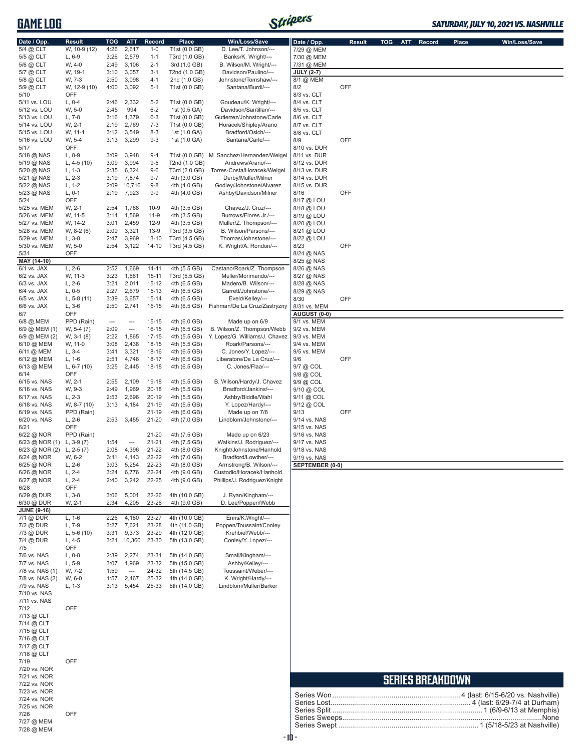# GAME LOG

*SATURDAY, JULY 10, 2021 VS. NASHVILLE*

| Date / Opp. | Result | TOG | ATT | Record | Place | Win/Loss/Save |
|---|---|---|---|---|---|---|
| 5/4 @ CLT | W, 10-9 (12) | 4:26 | 2,617 | 1-0 | T1st (0.0 GB) | D. Lee/T. Johnson/--- |
| 5/5 @ CLT | L, 6-9 | 3:26 | 2,579 | 1-1 | T3rd (1.0 GB) | Banks/K. Wright/--- |
| 5/6 @ CLT | W, 4-0 | 2:49 | 3,106 | 2-1 | 3rd (1.0 GB) | B. Wilson/M. Wright/--- |
| 5/7 @ CLT | W, 19-1 | 3:10 | 3,057 | 3-1 | T2nd (1.0 GB) | Davidson/Paulino/--- |
| 5/8 @ CLT | W, 7-3 | 2:50 | 3,098 | 4-1 | 2nd (1.0 GB) | Johnstone/Tomshaw/--- |
| 5/9 @ CLT | W, 12-9 (10) | 4:00 | 3,092 | 5-1 | T1st (0.0 GB) | Santana/Burdi/--- |
| 5/10 | OFF | | | | | |
| 5/11 vs. LOU | L, 0-4 | 2:46 | 2,332 | 5-2 | T1st (0.0 GB) | Goudeau/K. Wright/--- |
| 5/12 vs. LOU | W, 5-0 | 2:45 | 994 | 6-2 | 1st (0.5 GA) | Davidson/Santillan/--- |
| 5/13 vs. LOU | L, 7-8 | 3:16 | 1,379 | 6-3 | T1st (0.0 GB) | Gutierrez/Johnstone/Carle |
| 5/14 vs. LOU | W, 2-1 | 2:19 | 2,769 | 7-3 | T1st (0.0 GB) | Horacek/Shipley/Arano |
| 5/15 vs. LOU | W, 11-1 | 3:12 | 3,549 | 8-3 | 1st (1.0 GA) | Bradford/Osich/--- |
| 5/16 vs. LOU | W, 5-4 | 3:13 | 3,299 | 9-3 | 1st (1.0 GA) | Santana/Carle/--- |
| 5/17 | OFF | | | | | |
| 5/18 @ NAS | L, 8-9 | 3:09 | 3,948 | 9-4 | T1st (0.0 GB) | M. Sanchez/Hernandez/Weigel |
| 5/19 @ NAS | L, 4-5 (10) | 3:09 | 3,994 | 9-5 | T2nd (1.0 GB) | Andrews/Arano/--- |
| 5/20 @ NAS | L, 1-3 | 2:35 | 6,324 | 9-6 | T3rd (2.0 GB) | Torres-Costa/Horacek/Weigel |
| 5/21 @ NAS | L, 2-3 | 3:19 | 7,874 | 9-7 | 4th (3.0 GB) | Derby/Muller/Milner |
| 5/22 @ NAS | L, 1-2 | 2:09 | 10,716 | 9-8 | 4th (4.0 GB) | Godley/Johnstone/Alvarez |
| 5/23 @ NAS | L, 0-1 | 2:19 | 7,923 | 9-9 | 4th (4.0 GB) | Ashby/Davidson/Milner |
| 5/24 | OFF | | | | | |
| 5/25 vs. MEM | W, 2-1 | 2:54 | 1,768 | 10-9 | 4th (3.5 GB) | Chavez/J. Cruz/--- |
| 5/26 vs. MEM | W, 11-5 | 3:14 | 1,569 | 11-9 | 4th (3.5 GB) | Burrows/Flores Jr./--- |
| 5/27 vs. MEM | W, 14-2 | 3:01 | 2,459 | 12-9 | 4th (3.5 GB) | Muller/Z. Thompson/--- |
| 5/28 vs. MEM | W, 8-2 (6) | 2:09 | 3,321 | 13-9 | T3rd (3.5 GB) | B. Wilson/Parsons/--- |
| 5/29 vs. MEM | L, 3-8 | 2:47 | 3,969 | 13-10 | T3rd (4.5 GB) | Thomas/Johnstone/--- |
| 5/30 vs. MEM | W, 5-0 | 2:54 | 3,122 | 14-10 | T3rd (4.5 GB) | K. Wright/A. Rondon/--- |
| 5/31 | OFF | | | | | |
| **MAY (14-10)** | | | | | | |
| 6/1 vs. JAX | L, 2-6 | 2:52 | 1,669 | 14-11 | 4th (5.5 GB) | Castano/Roark/Z. Thompson |
| 6/2 vs. JAX | W, 11-3 | 3:23 | 1,661 | 15-11 | T3rd (5.5 GB) | Muller/Morimando/--- |
| 6/3 vs. JAX | L, 2-6 | 3:21 | 2,011 | 15-12 | 4th (6.5 GB) | Madero/B. Wilson/--- |
| 6/4 vs. JAX | L, 0-5 | 2:27 | 2,679 | 15-13 | 4th (6.5 GB) | Garrett/Johnstone/--- |
| 6/5 vs. JAX | L, 5-8 (11) | 3:39 | 3,657 | 15-14 | 4th (6.5 GB) | Eveld/Kelley/--- |
| 6/6 vs. JAX | L, 3-6 | 2:50 | 2,741 | 15-15 | 4th (6.5 GB) | Fishman/De La Cruz/Zastryzny |
| 6/7 | OFF | | | | | |
| 6/8 @ MEM | PPD (Rain) | --- | --- | 15-15 | 4th (6.0 GB) | Made up on 6/9 |
| 6/9 @ MEM (1) | W, 5-4 (7) | 2:09 | --- | 16-15 | 4th (5.5 GB) | B. Wilson/Z. Thompson/Webb |
| 6/9 @ MEM (2) | W, 3-1 (8) | 2:22 | 1,865 | 17-15 | 4th (5.5 GB) | Y. Lopez/G. Williams/J. Chavez |
| 6/10 @ MEM | W, 11-0 | 3:08 | 2,438 | 18-15 | 4th (5.5 GB) | Roark/Parsons/--- |
| 6/11 @ MEM | L, 3-4 | 3:41 | 3,321 | 18-16 | 4th (6.5 GB) | C. Jones/Y. Lopez/--- |
| 6/12 @ MEM | L, 1-6 | 2:51 | 4,746 | 18-17 | 4th (6.5 GB) | Liberatore/De La Cruz/--- |
| 6/13 @ MEM | L, 6-7 (10) | 3:25 | 2,445 | 18-18 | 4th (6.5 GB) | C. Jones/Flaa/--- |
| 6/14 | OFF | | | | | |
| 6/15 vs. NAS | W, 2-1 | 2:55 | 2,109 | 19-18 | 4th (5.5 GB) | B. Wilson/Hardy/J. Chavez |
| 6/16 vs. NAS | W, 9-3 | 2:49 | 1,969 | 20-18 | 4th (5.5 GB) | Bradford/Jankins/--- |
| 6/17 vs. NAS | L, 2-3 | 2:53 | 2,696 | 20-19 | 4th (5.5 GB) | Ashby/Biddle/Wahl |
| 6/18 vs. NAS | W, 8-7 (10) | 3:13 | 4,184 | 21-19 | 4th (5.5 GB) | Y. Lopez/Hardy/--- |
| 6/19 vs. NAS | PPD (Rain) | | | 21-19 | 4th (6.0 GB) | Made up on 7/8 |
| 6/20 vs. NAS | L, 2-6 | 2:53 | 3,455 | 21-20 | 4th (7.0 GB) | Lindblom/Johnstone/--- |
| 6/21 | OFF | | | | | |
| 6/22 @ NOR | PPD (Rain) | | | 21-20 | 4th (7.5 GB) | Made up on 6/23 |
| 6/23 @ NOR (1) | L, 3-9 (7) | 1:54 | --- | 21-21 | 4th (7.5 GB) | Watkins/J. Rodriguez/--- |
| 6/23 @ NOR (2) | L, 2-5 (7) | 2:08 | 4,396 | 21-22 | 4th (8.0 GB) | Knight/Johnstone/Hanhold |
| 6/24 @ NOR | W, 6-2 | 3:11 | 4,143 | 22-22 | 4th (7.0 GB) | Bradford/Lowther/--- |
| 6/25 @ NOR | L, 2-6 | 3:03 | 5,254 | 22-23 | 4th (8.0 GB) | Armstrong/B. Wilson/--- |
| 6/26 @ NOR | L, 2-4 | 3:24 | 6,776 | 22-24 | 4th (9.0 GB) | Custodio/Horacek/Hanhold |
| 6/27 @ NOR | L, 2-4 | 2:40 | 3,242 | 22-25 | 4th (9.0 GB) | Phillips/J. Rodriguez/Knight |
| 6/28 | OFF | | | | | |
| 6/29 @ DUR | L, 3-8 | 3:06 | 5,001 | 22-26 | 4th (10.0 GB) | J. Ryan/Kingham/--- |
| 6/30 @ DUR | W, 2-1 | 2:34 | 4,205 | 23-26 | 4th (9.0 GB) | D. Lee/Poppen/Webb |
| **JUNE (9-16)** | | | | | | |
| 7/1 @ DUR | L, 1-6 | 2:26 | 4,180 | 23-27 | 4th (10.0 GB) | Enns/K.Wright/--- |
| 7/2 @ DUR | L, 7-9 | 3:27 | 7,621 | 23-28 | 4th (11.0 GB) | Poppen/Toussaint/Conley |
| 7/3 @ DUR | L, 5-6 (10) | 3:31 | 9,373 | 23-29 | 4th (12.0 GB) | Krehbiel/Webb/--- |
| 7/4 @ DUR | L, 4-5 | 3:21 | 10,360 | 23-30 | 5th (13.0 GB) | Conley/Y. Lopez/--- |
| 7/5 | OFF | | | | | |
| 7/6 vs. NAS | L, 0-8 | 2:39 | 2,274 | 23-31 | 5th (14.0 GB) | Small/Kingham/--- |
| 7/7 vs. NAS | L, 5-9 | 3:07 | 1,969 | 23-32 | 5th (15.0 GB) | Ashby/Kelley/--- |
| 7/8 vs. NAS (1) | W, 7-2 | 1:59 | --- | 24-32 | 5th (14.5 GB) | Toussaint/Weber/--- |
| 7/8 vs. NAS (2) | W, 6-0 | 1:57 | 2,467 | 25-32 | 4th (14.0 GB) | K. Wright/Hardy/--- |
| 7/9 vs. NAS | L, 1-3 | 3:13 | 5,454 | 25-33 | 6th (14.0 GB) | Lindblom/Muller/Barker |
| 7/10 vs. NAS | | | | | | |
| 7/11 vs. NAS | | | | | | |
| 7/12 | OFF | | | | | |
| 7/13 @ CLT | | | | | | |
| 7/14 @ CLT | | | | | | |
| 7/15 @ CLT | | | | | | |
| 7/16 @ CLT | | | | | | |
| 7/17 @ CLT | | | | | | |
| 7/18 @ CLT | | | | | | |
| 7/19 | OFF | | | | | |
| 7/20 vs. NOR | | | | | | |
| 7/21 vs. NOR | | | | | | |
| 7/22 vs. NOR | | | | | | |
| 7/23 vs. NOR | | | | | | |
| 7/24 vs. NOR | | | | | | |
| 7/25 vs. NOR | | | | | | |
| 7/26 | OFF | | | | | |
| 7/27 @ MEM | | | | | | |
| 7/28 @ MEM | | | | | | |
| 7/29 @ MEM | | | | | | |
| 7/30 @ MEM | | | | | | |
| 7/31 @ MEM | | | | | | |
| **JULY (2-7)** | | | | | | |
| 8/1 @ MEM | | | | | | |
| 8/2 | OFF | | | | | |
| 8/3 vs. CLT | | | | | | |
| 8/4 vs. CLT | | | | | | |
| 8/5 vs. CLT | | | | | | |
| 8/6 vs. CLT | | | | | | |
| 8/7 vs. CLT | | | | | | |
| 8/8 vs. CLT | | | | | | |
| 8/9 | OFF | | | | | |
| 8/10 vs. DUR | | | | | | |
| 8/11 vs. DUR | | | | | | |
| 8/12 vs. DUR | | | | | | |
| 8/13 vs. DUR | | | | | | |
| 8/14 vs. DUR | | | | | | |
| 8/15 vs. DUR | | | | | | |
| 8/16 | OFF | | | | | |
| 8/17 @ LOU | | | | | | |
| 8/18 @ LOU | | | | | | |
| 8/19 @ LOU | | | | | | |
| 8/20 @ LOU | | | | | | |
| 8/21 @ LOU | | | | | | |
| 8/22 @ LOU | | | | | | |
| 8/23 | OFF | | | | | |
| 8/24 @ NAS | | | | | | |
| 8/25 @ NAS | | | | | | |
| 8/26 @ NAS | | | | | | |
| 8/27 @ NAS | | | | | | |
| 8/28 @ NAS | | | | | | |
| 8/29 @ NAS | | | | | | |
| 8/30 | OFF | | | | | |
| 8/31 vs. MEM | | | | | | |
| **AUGUST (0-0)** | | | | | | |
| 9/1 vs. MEM | | | | | | |
| 9/2 vs. MEM | | | | | | |
| 9/3 vs. MEM | | | | | | |
| 9/4 vs. MEM | | | | | | |
| 9/5 vs. MEM | | | | | | |
| 9/6 | OFF | | | | | |
| 9/7 @ COL | | | | | | |
| 9/8 @ COL | | | | | | |
| 9/9 @ COL | | | | | | |
| 9/10 @ COL | | | | | | |
| 9/11 @ COL | | | | | | |
| 9/12 @ COL | | | | | | |
| 9/13 | OFF | | | | | |
| 9/14 vs. NAS | | | | | | |
| 9/15 vs. NAS | | | | | | |
| 9/16 vs. NAS | | | | | | |
| 9/17 vs. NAS | | | | | | |
| 9/18 vs. NAS | | | | | | |
| 9/19 vs. NAS | | | | | | |
| **SEPTEMBER (0-0)** | | | | | | |

## SERIES BREAKDOWN

Series Won ........ 4 (last: 6/15-6/20 vs. Nashville)
Series Lost ........ 4 (last: 6/29-7/4 at Durham)
Series Split ........ 1 (6/9-6/13 at Memphis)
Series Sweeps ........ None
Series Swept ........ 1 (5/18-5/23 at Nashville)